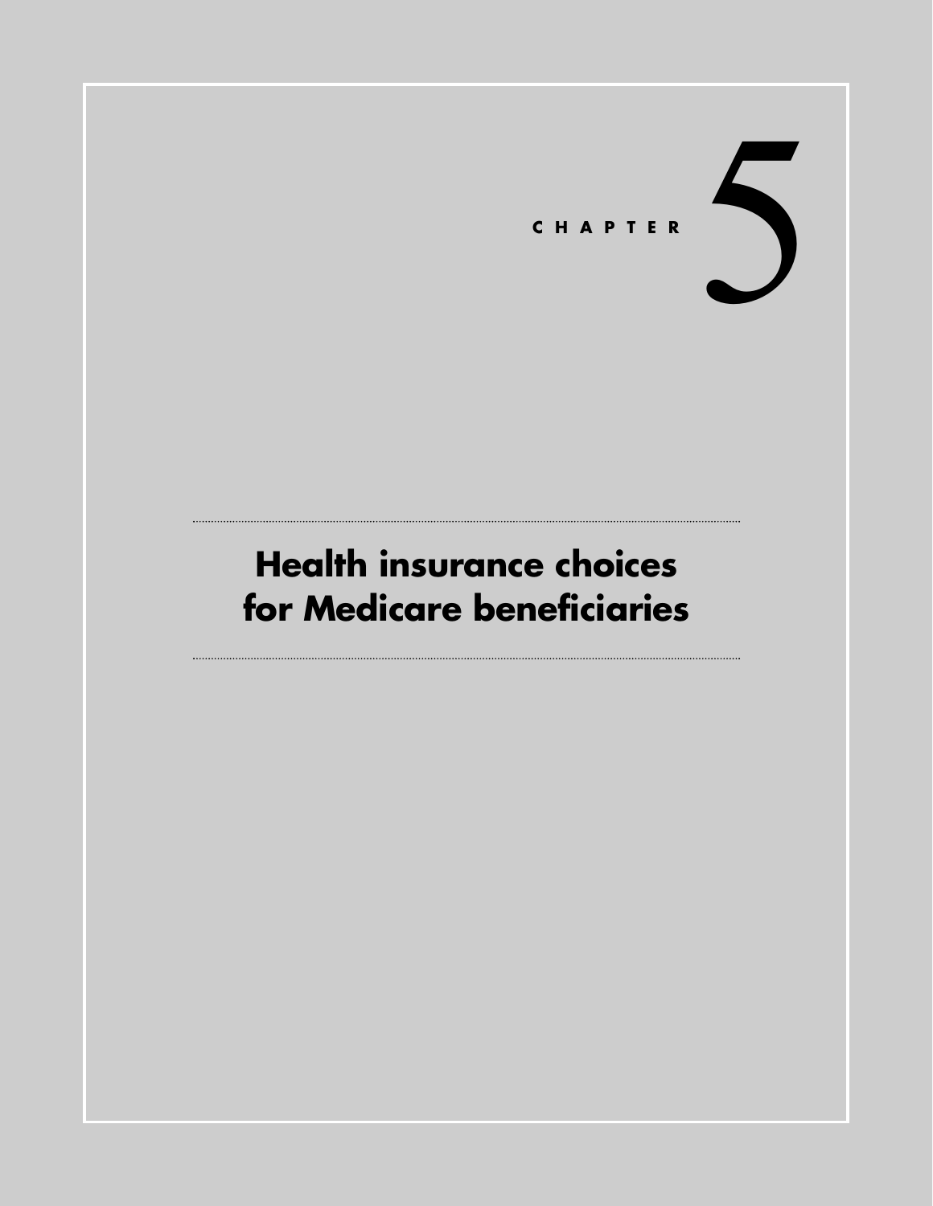CHAPTER 5

# Health insurance choices for Medicare beneficiaries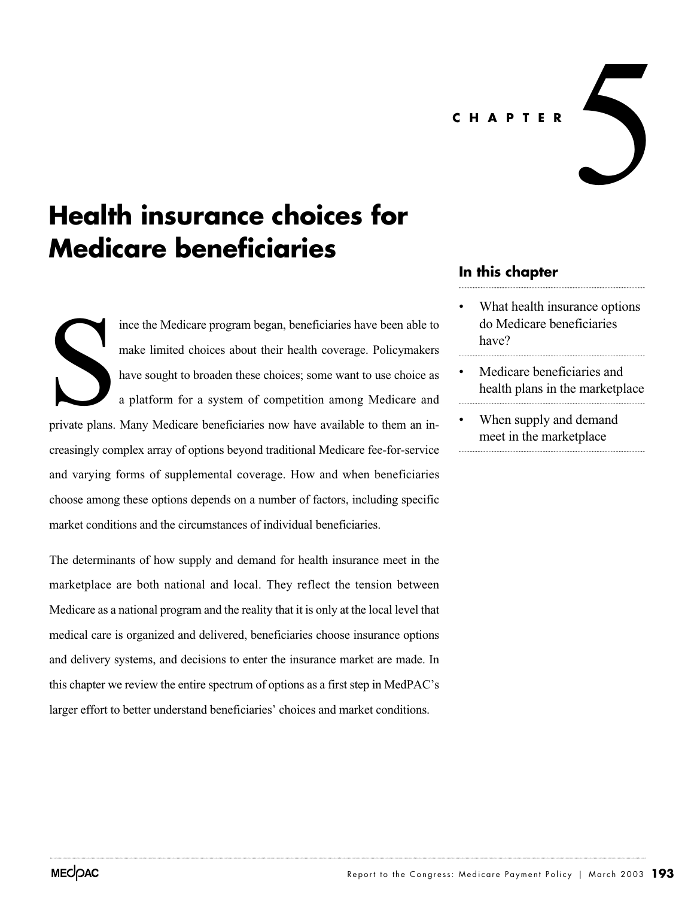CHAPTER 5

# Health insurance choices for Medicare beneficiaries

## In this chapter

- What health insurance options do Medicare beneficiaries have?
- Medicare beneficiaries and health plans in the marketplace
- When supply and demand meet in the marketplace

Since the Medicare program began, beneficiaries have been able to make limited choices about their health coverage. Policymakers have sought to broaden these choices; some want to use choice as a platform for a system of competition among Medicare and private plans. Many Medicare beneficiaries now have available to them an increasingly complex array of options beyond traditional Medicare fee-for-service and varying forms of supplemental coverage. How and when beneficiaries choose among these options depends on a number of factors, including specific market conditions and the circumstances of individual beneficiaries.

The determinants of how supply and demand for health insurance meet in the marketplace are both national and local. They reflect the tension between Medicare as a national program and the reality that it is only at the local level that medical care is organized and delivered, beneficiaries choose insurance options and delivery systems, and decisions to enter the insurance market are made. In this chapter we review the entire spectrum of options as a first step in MedPAC's larger effort to better understand beneficiaries' choices and market conditions.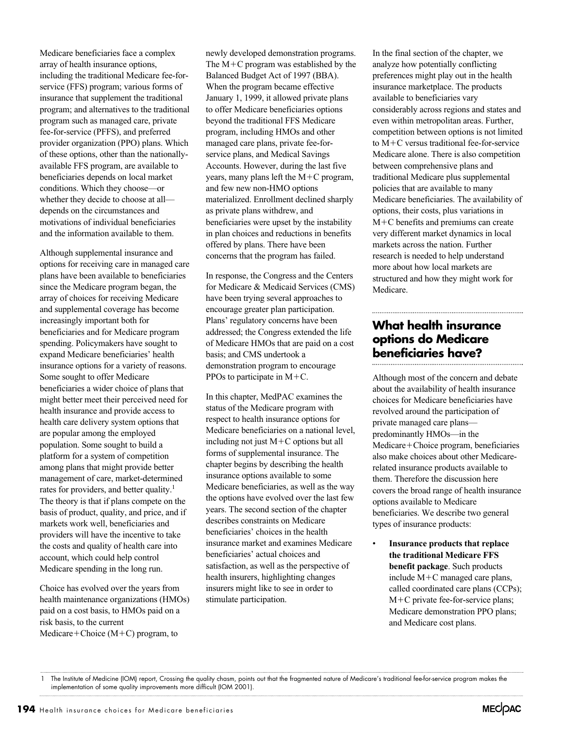Medicare beneficiaries face a complex array of health insurance options, including the traditional Medicare fee-for-service (FFS) program; various forms of insurance that supplement the traditional program; and alternatives to the traditional program such as managed care, private fee-for-service (PFFS), and preferred provider organization (PPO) plans. Which of these options, other than the nationally-available FFS program, are available to beneficiaries depends on local market conditions. Which they choose—or whether they decide to choose at all—depends on the circumstances and motivations of individual beneficiaries and the information available to them.

Although supplemental insurance and options for receiving care in managed care plans have been available to beneficiaries since the Medicare program began, the array of choices for receiving Medicare and supplemental coverage has become increasingly important both for beneficiaries and for Medicare program spending. Policymakers have sought to expand Medicare beneficiaries' health insurance options for a variety of reasons. Some sought to offer Medicare beneficiaries a wider choice of plans that might better meet their perceived need for health insurance and provide access to health care delivery system options that are popular among the employed population. Some sought to build a platform for a system of competition among plans that might provide better management of care, market-determined rates for providers, and better quality.[1] The theory is that if plans compete on the basis of product, quality, and price, and if markets work well, beneficiaries and providers will have the incentive to take the costs and quality of health care into account, which could help control Medicare spending in the long run.

Choice has evolved over the years from health maintenance organizations (HMOs) paid on a cost basis, to HMOs paid on a risk basis, to the current Medicare+Choice (M+C) program, to newly developed demonstration programs. The M+C program was established by the Balanced Budget Act of 1997 (BBA). When the program became effective January 1, 1999, it allowed private plans to offer Medicare beneficiaries options beyond the traditional FFS Medicare program, including HMOs and other managed care plans, private fee-for-service plans, and Medical Savings Accounts. However, during the last five years, many plans left the M+C program, and few new non-HMO options materialized. Enrollment declined sharply as private plans withdrew, and beneficiaries were upset by the instability in plan choices and reductions in benefits offered by plans. There have been concerns that the program has failed.

In response, the Congress and the Centers for Medicare & Medicaid Services (CMS) have been trying several approaches to encourage greater plan participation. Plans' regulatory concerns have been addressed; the Congress extended the life of Medicare HMOs that are paid on a cost basis; and CMS undertook a demonstration program to encourage PPOs to participate in M+C.

In this chapter, MedPAC examines the status of the Medicare program with respect to health insurance options for Medicare beneficiaries on a national level, including not just M+C options but all forms of supplemental insurance. The chapter begins by describing the health insurance options available to some Medicare beneficiaries, as well as the way the options have evolved over the last few years. The second section of the chapter describes constraints on Medicare beneficiaries' choices in the health insurance market and examines Medicare beneficiaries' actual choices and satisfaction, as well as the perspective of health insurers, highlighting changes insurers might like to see in order to stimulate participation.

In the final section of the chapter, we analyze how potentially conflicting preferences might play out in the health insurance marketplace. The products available to beneficiaries vary considerably across regions and states and even within metropolitan areas. Further, competition between options is not limited to M+C versus traditional fee-for-service Medicare alone. There is also competition between comprehensive plans and traditional Medicare plus supplemental policies that are available to many Medicare beneficiaries. The availability of options, their costs, plus variations in M+C benefits and premiums can create very different market dynamics in local markets across the nation. Further research is needed to help understand more about how local markets are structured and how they might work for Medicare.

## What health insurance options do Medicare beneficiaries have?

Although most of the concern and debate about the availability of health insurance choices for Medicare beneficiaries have revolved around the participation of private managed care plans—predominantly HMOs—in the Medicare+Choice program, beneficiaries also make choices about other Medicare-related insurance products available to them. Therefore the discussion here covers the broad range of health insurance options available to Medicare beneficiaries. We describe two general types of insurance products:

- **Insurance products that replace the traditional Medicare FFS benefit package**. Such products include M+C managed care plans, called coordinated care plans (CCPs); M+C private fee-for-service plans; Medicare demonstration PPO plans; and Medicare cost plans.

---

1 The Institute of Medicine (IOM) report, Crossing the quality chasm, points out that the fragmented nature of Medicare's traditional fee-for-service program makes the implementation of some quality improvements more difficult (IOM 2001).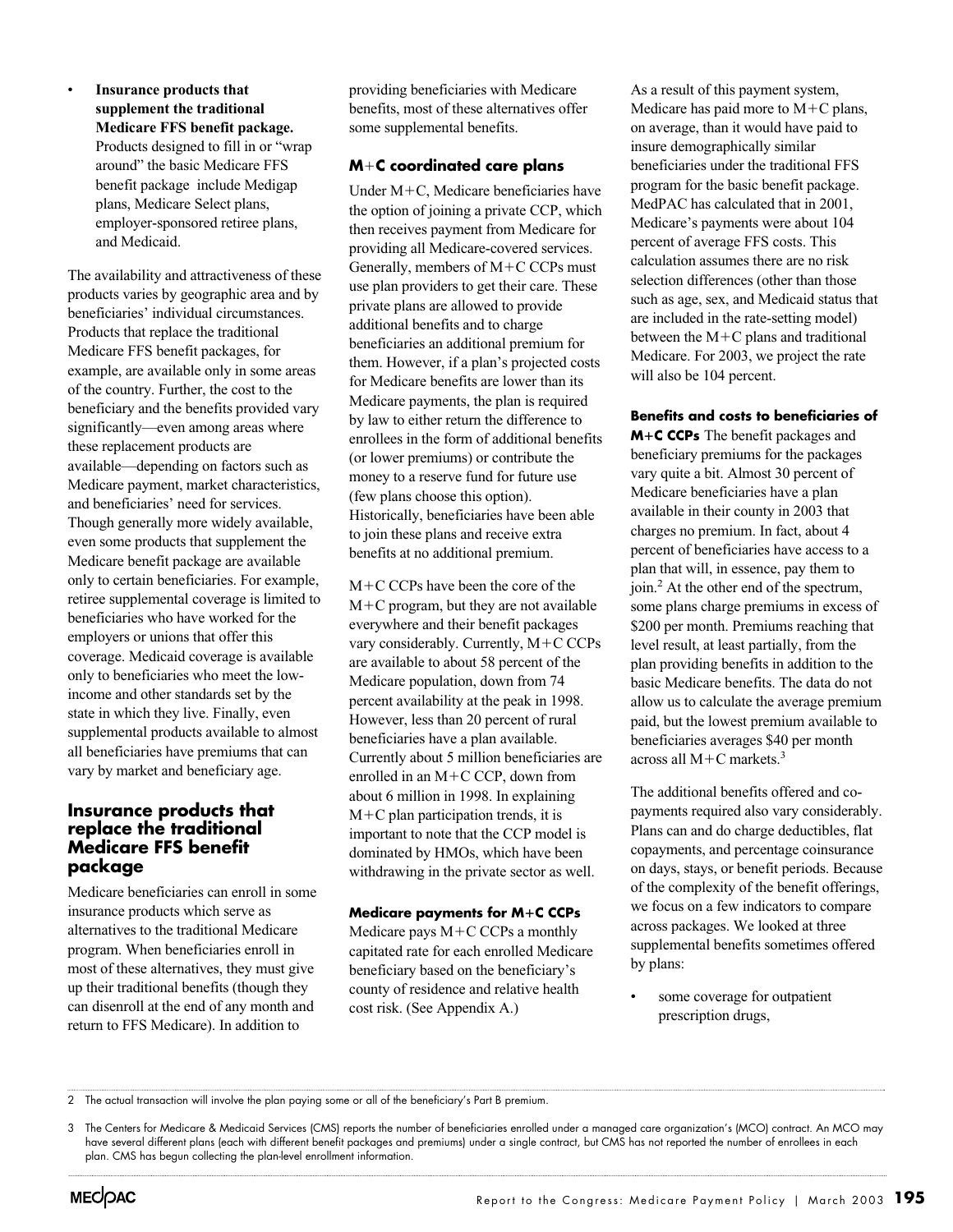- **Insurance products that supplement the traditional Medicare FFS benefit package.** Products designed to fill in or "wrap around" the basic Medicare FFS benefit package include Medigap plans, Medicare Select plans, employer-sponsored retiree plans, and Medicaid.

The availability and attractiveness of these products varies by geographic area and by beneficiaries' individual circumstances. Products that replace the traditional Medicare FFS benefit packages, for example, are available only in some areas of the country. Further, the cost to the beneficiary and the benefits provided vary significantly—even among areas where these replacement products are available—depending on factors such as Medicare payment, market characteristics, and beneficiaries' need for services. Though generally more widely available, even some products that supplement the Medicare benefit package are available only to certain beneficiaries. For example, retiree supplemental coverage is limited to beneficiaries who have worked for the employers or unions that offer this coverage. Medicaid coverage is available only to beneficiaries who meet the low-income and other standards set by the state in which they live. Finally, even supplemental products available to almost all beneficiaries have premiums that can vary by market and beneficiary age.

## Insurance products that replace the traditional Medicare FFS benefit package

Medicare beneficiaries can enroll in some insurance products which serve as alternatives to the traditional Medicare program. When beneficiaries enroll in most of these alternatives, they must give up their traditional benefits (though they can disenroll at the end of any month and return to FFS Medicare). In addition to providing beneficiaries with Medicare benefits, most of these alternatives offer some supplemental benefits.

### M+C coordinated care plans

Under M+C, Medicare beneficiaries have the option of joining a private CCP, which then receives payment from Medicare for providing all Medicare-covered services. Generally, members of M+C CCPs must use plan providers to get their care. These private plans are allowed to provide additional benefits and to charge beneficiaries an additional premium for them. However, if a plan's projected costs for Medicare benefits are lower than its Medicare payments, the plan is required by law to either return the difference to enrollees in the form of additional benefits (or lower premiums) or contribute the money to a reserve fund for future use (few plans choose this option). Historically, beneficiaries have been able to join these plans and receive extra benefits at no additional premium.

M+C CCPs have been the core of the M+C program, but they are not available everywhere and their benefit packages vary considerably. Currently, M+C CCPs are available to about 58 percent of the Medicare population, down from 74 percent availability at the peak in 1998. However, less than 20 percent of rural beneficiaries have a plan available. Currently about 5 million beneficiaries are enrolled in an M+C CCP, down from about 6 million in 1998. In explaining M+C plan participation trends, it is important to note that the CCP model is dominated by HMOs, which have been withdrawing in the private sector as well.

#### Medicare payments for M+C CCPs

Medicare pays M+C CCPs a monthly capitated rate for each enrolled Medicare beneficiary based on the beneficiary's county of residence and relative health cost risk. (See Appendix A.)

As a result of this payment system, Medicare has paid more to M+C plans, on average, than it would have paid to insure demographically similar beneficiaries under the traditional FFS program for the basic benefit package. MedPAC has calculated that in 2001, Medicare's payments were about 104 percent of average FFS costs. This calculation assumes there are no risk selection differences (other than those such as age, sex, and Medicaid status that are included in the rate-setting model) between the M+C plans and traditional Medicare. For 2003, we project the rate will also be 104 percent.

**Benefits and costs to beneficiaries of M+C CCPs** The benefit packages and beneficiary premiums for the packages vary quite a bit. Almost 30 percent of Medicare beneficiaries have a plan available in their county in 2003 that charges no premium. In fact, about 4 percent of beneficiaries have access to a plan that will, in essence, pay them to join.[2] At the other end of the spectrum, some plans charge premiums in excess of $200 per month. Premiums reaching that level result, at least partially, from the plan providing benefits in addition to the basic Medicare benefits. The data do not allow us to calculate the average premium paid, but the lowest premium available to beneficiaries averages $40 per month across all M+C markets.[3]

The additional benefits offered and co-payments required also vary considerably. Plans can and do charge deductibles, flat copayments, and percentage coinsurance on days, stays, or benefit periods. Because of the complexity of the benefit offerings, we focus on a few indicators to compare across packages. We looked at three supplemental benefits sometimes offered by plans:

- some coverage for outpatient prescription drugs,

---

2 The actual transaction will involve the plan paying some or all of the beneficiary's Part B premium.

3 The Centers for Medicare & Medicaid Services (CMS) reports the number of beneficiaries enrolled under a managed care organization's (MCO) contract. An MCO may have several different plans (each with different benefit packages and premiums) under a single contract, but CMS has not reported the number of enrollees in each plan. CMS has begun collecting the plan-level enrollment information.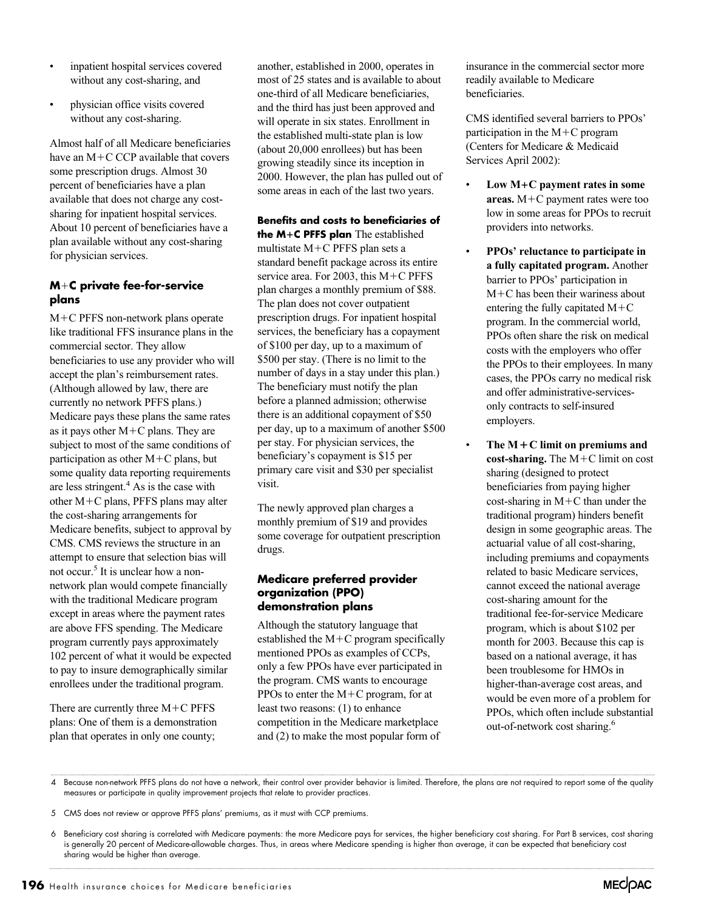- inpatient hospital services covered without any cost-sharing, and
- physician office visits covered without any cost-sharing.

Almost half of all Medicare beneficiaries have an M+C CCP available that covers some prescription drugs. Almost 30 percent of beneficiaries have a plan available that does not charge any cost-sharing for inpatient hospital services. About 10 percent of beneficiaries have a plan available without any cost-sharing for physician services.

### M+C private fee-for-service plans

M+C PFFS non-network plans operate like traditional FFS insurance plans in the commercial sector. They allow beneficiaries to use any provider who will accept the plan's reimbursement rates. (Although allowed by law, there are currently no network PFFS plans.) Medicare pays these plans the same rates as it pays other M+C plans. They are subject to most of the same conditions of participation as other M+C plans, but some quality data reporting requirements are less stringent.[4] As is the case with other M+C plans, PFFS plans may alter the cost-sharing arrangements for Medicare benefits, subject to approval by CMS. CMS reviews the structure in an attempt to ensure that selection bias will not occur.[5] It is unclear how a non-network plan would compete financially with the traditional Medicare program except in areas where the payment rates are above FFS spending. The Medicare program currently pays approximately 102 percent of what it would be expected to pay to insure demographically similar enrollees under the traditional program.

There are currently three M+C PFFS plans: One of them is a demonstration plan that operates in only one county; another, established in 2000, operates in most of 25 states and is available to about one-third of all Medicare beneficiaries, and the third has just been approved and will operate in six states. Enrollment in the established multi-state plan is low (about 20,000 enrollees) but has been growing steadily since its inception in 2000. However, the plan has pulled out of some areas in each of the last two years.

**Benefits and costs to beneficiaries of the M+C PFFS plan** The established multistate M+C PFFS plan sets a standard benefit package across its entire service area. For 2003, this M+C PFFS plan charges a monthly premium of $88. The plan does not cover outpatient prescription drugs. For inpatient hospital services, the beneficiary has a copayment of $100 per day, up to a maximum of $500 per stay. (There is no limit to the number of days in a stay under this plan.) The beneficiary must notify the plan before a planned admission; otherwise there is an additional copayment of $50 per day, up to a maximum of another $500 per stay. For physician services, the beneficiary's copayment is $15 per primary care visit and $30 per specialist visit.

The newly approved plan charges a monthly premium of $19 and provides some coverage for outpatient prescription drugs.

### Medicare preferred provider organization (PPO) demonstration plans

Although the statutory language that established the M+C program specifically mentioned PPOs as examples of CCPs, only a few PPOs have ever participated in the program. CMS wants to encourage PPOs to enter the M+C program, for at least two reasons: (1) to enhance competition in the Medicare marketplace and (2) to make the most popular form of insurance in the commercial sector more readily available to Medicare beneficiaries.

CMS identified several barriers to PPOs' participation in the M+C program (Centers for Medicare & Medicaid Services April 2002):

- **Low M+C payment rates in some areas.** M+C payment rates were too low in some areas for PPOs to recruit providers into networks.
- **PPOs' reluctance to participate in a fully capitated program.** Another barrier to PPOs' participation in M+C has been their wariness about entering the fully capitated M+C program. In the commercial world, PPOs often share the risk on medical costs with the employers who offer the PPOs to their employees. In many cases, the PPOs carry no medical risk and offer administrative-services-only contracts to self-insured employers.
- **The M+C limit on premiums and cost-sharing.** The M+C limit on cost sharing (designed to protect beneficiaries from paying higher cost-sharing in M+C than under the traditional program) hinders benefit design in some geographic areas. The actuarial value of all cost-sharing, including premiums and copayments related to basic Medicare services, cannot exceed the national average cost-sharing amount for the traditional fee-for-service Medicare program, which is about $102 per month for 2003. Because this cap is based on a national average, it has been troublesome for HMOs in higher-than-average cost areas, and would be even more of a problem for PPOs, which often include substantial out-of-network cost sharing.[6]

---

4 Because non-network PFFS plans do not have a network, their control over provider behavior is limited. Therefore, the plans are not required to report some of the quality measures or participate in quality improvement projects that relate to provider practices.

5 CMS does not review or approve PFFS plans' premiums, as it must with CCP premiums.

6 Beneficiary cost sharing is correlated with Medicare payments: the more Medicare pays for services, the higher beneficiary cost sharing. For Part B services, cost sharing is generally 20 percent of Medicare-allowable charges. Thus, in areas where Medicare spending is higher than average, it can be expected that beneficiary cost sharing would be higher than average.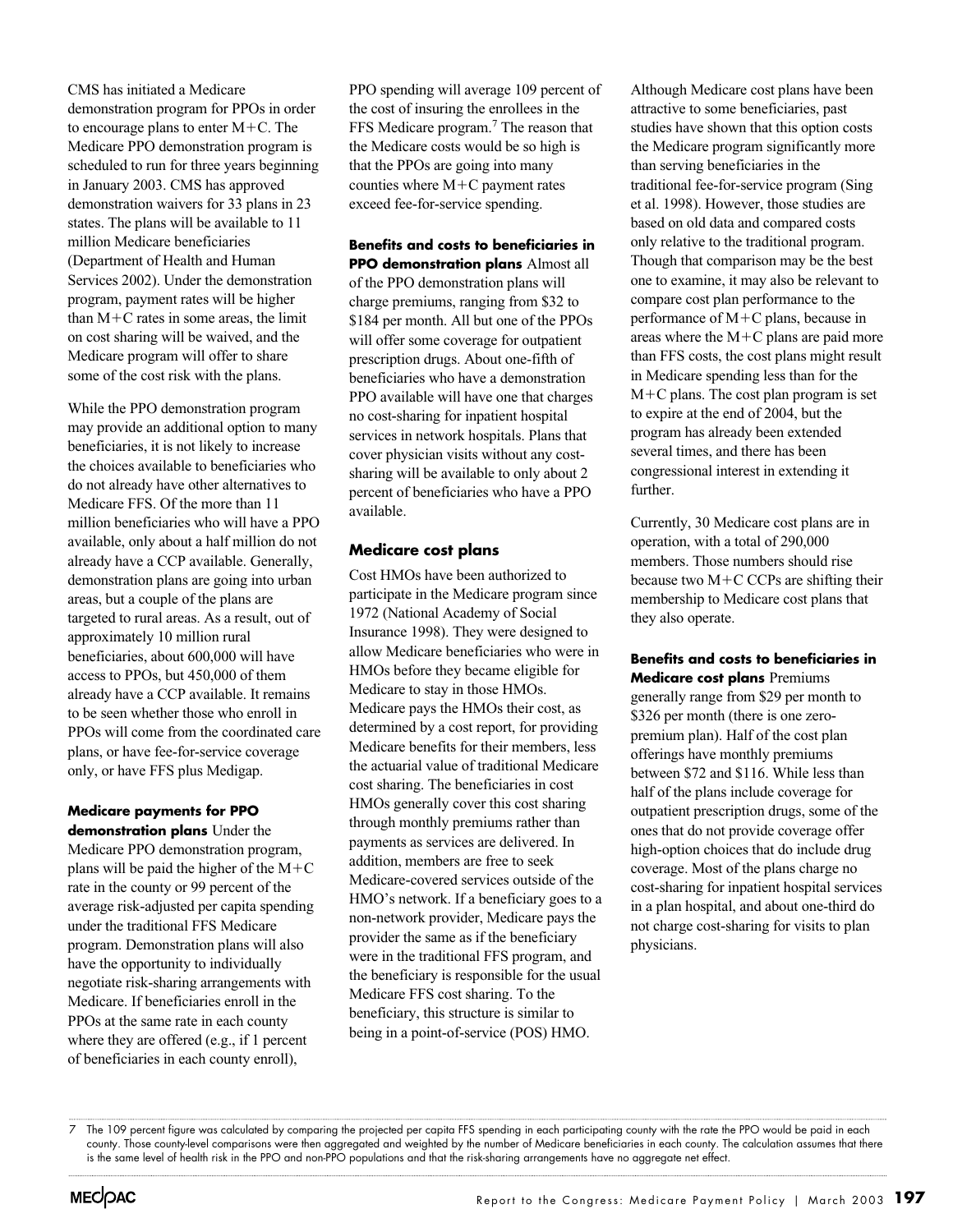CMS has initiated a Medicare demonstration program for PPOs in order to encourage plans to enter M+C. The Medicare PPO demonstration program is scheduled to run for three years beginning in January 2003. CMS has approved demonstration waivers for 33 plans in 23 states. The plans will be available to 11 million Medicare beneficiaries (Department of Health and Human Services 2002). Under the demonstration program, payment rates will be higher than M+C rates in some areas, the limit on cost sharing will be waived, and the Medicare program will offer to share some of the cost risk with the plans.

While the PPO demonstration program may provide an additional option to many beneficiaries, it is not likely to increase the choices available to beneficiaries who do not already have other alternatives to Medicare FFS. Of the more than 11 million beneficiaries who will have a PPO available, only about a half million do not already have a CCP available. Generally, demonstration plans are going into urban areas, but a couple of the plans are targeted to rural areas. As a result, out of approximately 10 million rural beneficiaries, about 600,000 will have access to PPOs, but 450,000 of them already have a CCP available. It remains to be seen whether those who enroll in PPOs will come from the coordinated care plans, or have fee-for-service coverage only, or have FFS plus Medigap.

**Medicare payments for PPO demonstration plans** Under the Medicare PPO demonstration program, plans will be paid the higher of the M+C rate in the county or 99 percent of the average risk-adjusted per capita spending under the traditional FFS Medicare program. Demonstration plans will also have the opportunity to individually negotiate risk-sharing arrangements with Medicare. If beneficiaries enroll in the PPOs at the same rate in each county where they are offered (e.g., if 1 percent of beneficiaries in each county enroll), PPO spending will average 109 percent of the cost of insuring the enrollees in the FFS Medicare program.[7] The reason that the Medicare costs would be so high is that the PPOs are going into many counties where M+C payment rates exceed fee-for-service spending.

**Benefits and costs to beneficiaries in PPO demonstration plans** Almost all of the PPO demonstration plans will charge premiums, ranging from $32 to $184 per month. All but one of the PPOs will offer some coverage for outpatient prescription drugs. About one-fifth of beneficiaries who have a demonstration PPO available will have one that charges no cost-sharing for inpatient hospital services in network hospitals. Plans that cover physician visits without any cost-sharing will be available to only about 2 percent of beneficiaries who have a PPO available.

## Medicare cost plans

Cost HMOs have been authorized to participate in the Medicare program since 1972 (National Academy of Social Insurance 1998). They were designed to allow Medicare beneficiaries who were in HMOs before they became eligible for Medicare to stay in those HMOs. Medicare pays the HMOs their cost, as determined by a cost report, for providing Medicare benefits for their members, less the actuarial value of traditional Medicare cost sharing. The beneficiaries in cost HMOs generally cover this cost sharing through monthly premiums rather than payments as services are delivered. In addition, members are free to seek Medicare-covered services outside of the HMO's network. If a beneficiary goes to a non-network provider, Medicare pays the provider the same as if the beneficiary were in the traditional FFS program, and the beneficiary is responsible for the usual Medicare FFS cost sharing. To the beneficiary, this structure is similar to being in a point-of-service (POS) HMO.

Although Medicare cost plans have been attractive to some beneficiaries, past studies have shown that this option costs the Medicare program significantly more than serving beneficiaries in the traditional fee-for-service program (Sing et al. 1998). However, those studies are based on old data and compared costs only relative to the traditional program. Though that comparison may be the best one to examine, it may also be relevant to compare cost plan performance to the performance of M+C plans, because in areas where the M+C plans are paid more than FFS costs, the cost plans might result in Medicare spending less than for the M+C plans. The cost plan program is set to expire at the end of 2004, but the program has already been extended several times, and there has been congressional interest in extending it further.

Currently, 30 Medicare cost plans are in operation, with a total of 290,000 members. Those numbers should rise because two M+C CCPs are shifting their membership to Medicare cost plans that they also operate.

**Benefits and costs to beneficiaries in Medicare cost plans** Premiums generally range from $29 per month to $326 per month (there is one zero-premium plan). Half of the cost plan offerings have monthly premiums between $72 and $116. While less than half of the plans include coverage for outpatient prescription drugs, some of the ones that do not provide coverage offer high-option choices that do include drug coverage. Most of the plans charge no cost-sharing for inpatient hospital services in a plan hospital, and about one-third do not charge cost-sharing for visits to plan physicians.

---

7 The 109 percent figure was calculated by comparing the projected per capita FFS spending in each participating county with the rate the PPO would be paid in each county. Those county-level comparisons were then aggregated and weighted by the number of Medicare beneficiaries in each county. The calculation assumes that there is the same level of health risk in the PPO and non-PPO populations and that the risk-sharing arrangements have no aggregate net effect.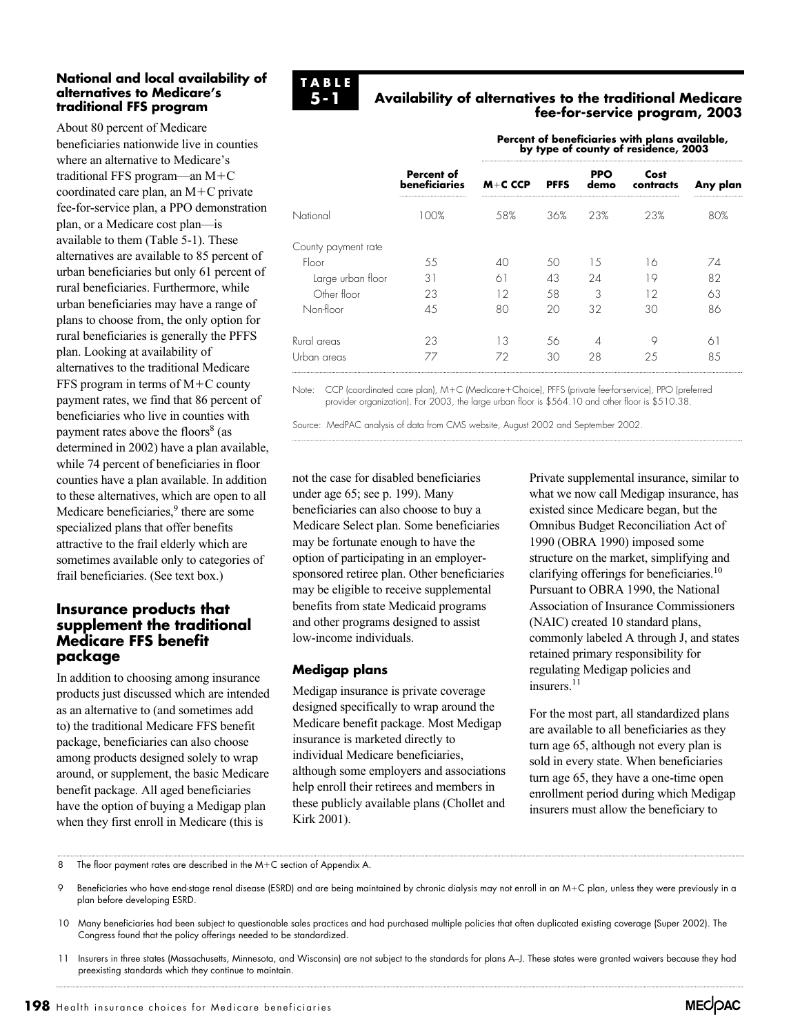### National and local availability of alternatives to Medicare's traditional FFS program

About 80 percent of Medicare beneficiaries nationwide live in counties where an alternative to Medicare's traditional FFS program—an M+C coordinated care plan, an M+C private fee-for-service plan, a PPO demonstration plan, or a Medicare cost plan—is available to them (Table 5-1). These alternatives are available to 85 percent of urban beneficiaries but only 61 percent of rural beneficiaries. Furthermore, while urban beneficiaries may have a range of plans to choose from, the only option for rural beneficiaries is generally the PFFS plan. Looking at availability of alternatives to the traditional Medicare FFS program in terms of M+C county payment rates, we find that 86 percent of beneficiaries who live in counties with payment rates above the floors[8] (as determined in 2002) have a plan available, while 74 percent of beneficiaries in floor counties have a plan available. In addition to these alternatives, which are open to all Medicare beneficiaries,[9] there are some specialized plans that offer benefits attractive to the frail elderly which are sometimes available only to categories of frail beneficiaries. (See text box.)

**TABLE 5-1**

**Availability of alternatives to the traditional Medicare fee-for-service program, 2003**

| | Percent of beneficiaries | Percent of beneficiaries with plans available, by type of county of residence, 2003 | | | | |
|---|---|---|---|---|---|---|
| | | M+C CCP | PFFS | PPO demo | Cost contracts | Any plan |
| National | 100% | 58% | 36% | 23% | 23% | 80% |
| County payment rate | | | | | | |
| Floor | 55 | 40 | 50 | 15 | 16 | 74 |
| Large urban floor | 31 | 61 | 43 | 24 | 19 | 82 |
| Other floor | 23 | 12 | 58 | 3 | 12 | 63 |
| Non-floor | 45 | 80 | 20 | 32 | 30 | 86 |
| Rural areas | 23 | 13 | 56 | 4 | 9 | 61 |
| Urban areas | 77 | 72 | 30 | 28 | 25 | 85 |

Note: CCP (coordinated care plan), M+C (Medicare+Choice), PFFS (private fee-for-service), PPO (preferred provider organization). For 2003, the large urban floor is $564.10 and other floor is $510.38.

Source: MedPAC analysis of data from CMS website, August 2002 and September 2002.

## Insurance products that supplement the traditional Medicare FFS benefit package

In addition to choosing among insurance products just discussed which are intended as an alternative to (and sometimes add to) the traditional Medicare FFS benefit package, beneficiaries can also choose among products designed solely to wrap around, or supplement, the basic Medicare benefit package. All aged beneficiaries have the option of buying a Medigap plan when they first enroll in Medicare (this is not the case for disabled beneficiaries under age 65; see p. 199). Many beneficiaries can also choose to buy a Medicare Select plan. Some beneficiaries may be fortunate enough to have the option of participating in an employer-sponsored retiree plan. Other beneficiaries may be eligible to receive supplemental benefits from state Medicaid programs and other programs designed to assist low-income individuals.

### Medigap plans

Medigap insurance is private coverage designed specifically to wrap around the Medicare benefit package. Most Medigap insurance is marketed directly to individual Medicare beneficiaries, although some employers and associations help enroll their retirees and members in these publicly available plans (Chollet and Kirk 2001).

Private supplemental insurance, similar to what we now call Medigap insurance, has existed since Medicare began, but the Omnibus Budget Reconciliation Act of 1990 (OBRA 1990) imposed some structure on the market, simplifying and clarifying offerings for beneficiaries.[10] Pursuant to OBRA 1990, the National Association of Insurance Commissioners (NAIC) created 10 standard plans, commonly labeled A through J, and states retained primary responsibility for regulating Medigap policies and insurers.[11]

For the most part, all standardized plans are available to all beneficiaries as they turn age 65, although not every plan is sold in every state. When beneficiaries turn age 65, they have a one-time open enrollment period during which Medigap insurers must allow the beneficiary to

8 The floor payment rates are described in the M+C section of Appendix A.

9 Beneficiaries who have end-stage renal disease (ESRD) and are being maintained by chronic dialysis may not enroll in an M+C plan, unless they were previously in a plan before developing ESRD.

10 Many beneficiaries had been subject to questionable sales practices and had purchased multiple policies that often duplicated existing coverage (Super 2002). The Congress found that the policy offerings needed to be standardized.

11 Insurers in three states (Massachusetts, Minnesota, and Wisconsin) are not subject to the standards for plans A–J. These states were granted waivers because they had preexisting standards which they continue to maintain.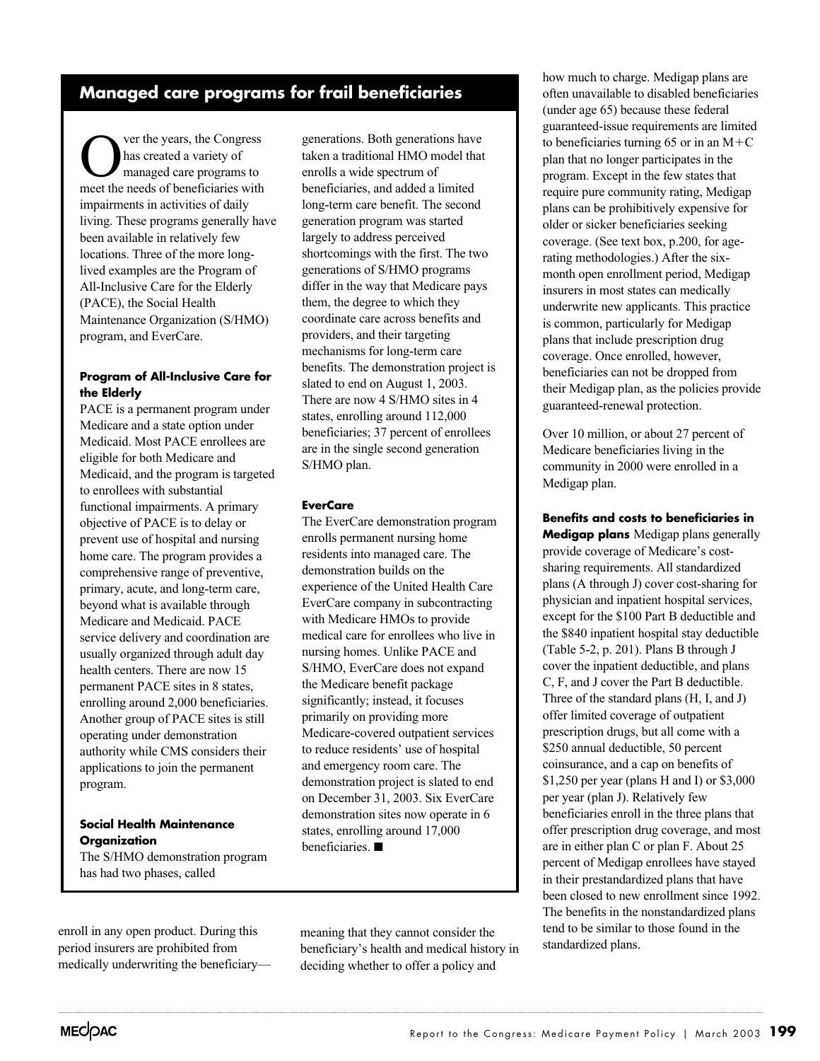## Managed care programs for frail beneficiaries

Over the years, the Congress has created a variety of managed care programs to meet the needs of beneficiaries with impairments in activities of daily living. These programs generally have been available in relatively few locations. Three of the more long-lived examples are the Program of All-Inclusive Care for the Elderly (PACE), the Social Health Maintenance Organization (S/HMO) program, and EverCare.

**Program of All-Inclusive Care for the Elderly**

PACE is a permanent program under Medicare and a state option under Medicaid. Most PACE enrollees are eligible for both Medicare and Medicaid, and the program is targeted to enrollees with substantial functional impairments. A primary objective of PACE is to delay or prevent use of hospital and nursing home care. The program provides a comprehensive range of preventive, primary, acute, and long-term care, beyond what is available through Medicare and Medicaid. PACE service delivery and coordination are usually organized through adult day health centers. There are now 15 permanent PACE sites in 8 states, enrolling around 2,000 beneficiaries. Another group of PACE sites is still operating under demonstration authority while CMS considers their applications to join the permanent program.

**Social Health Maintenance Organization**

The S/HMO demonstration program has had two phases, called generations. Both generations have taken a traditional HMO model that enrolls a wide spectrum of beneficiaries, and added a limited long-term care benefit. The second generation program was started largely to address perceived shortcomings with the first. The two generations of S/HMO programs differ in the way that Medicare pays them, the degree to which they coordinate care across benefits and providers, and their targeting mechanisms for long-term care benefits. The demonstration project is slated to end on August 1, 2003. There are now 4 S/HMO sites in 4 states, enrolling around 112,000 beneficiaries; 37 percent of enrollees are in the single second generation S/HMO plan.

**EverCare**

The EverCare demonstration program enrolls permanent nursing home residents into managed care. The demonstration builds on the experience of the United Health Care EverCare company in subcontracting with Medicare HMOs to provide medical care for enrollees who live in nursing homes. Unlike PACE and S/HMO, EverCare does not expand the Medicare benefit package significantly; instead, it focuses primarily on providing more Medicare-covered outpatient services to reduce residents' use of hospital and emergency room care. The demonstration project is slated to end on December 31, 2003. Six EverCare demonstration sites now operate in 6 states, enrolling around 17,000 beneficiaries. ■

---

enroll in any open product. During this period insurers are prohibited from medically underwriting the beneficiary—meaning that they cannot consider the beneficiary's health and medical history in deciding whether to offer a policy and how much to charge. Medigap plans are often unavailable to disabled beneficiaries (under age 65) because these federal guaranteed-issue requirements are limited to beneficiaries turning 65 or in an M+C plan that no longer participates in the program. Except in the few states that require pure community rating, Medigap plans can be prohibitively expensive for older or sicker beneficiaries seeking coverage. (See text box, p.200, for age-rating methodologies.) After the six-month open enrollment period, Medigap insurers in most states can medically underwrite new applicants. This practice is common, particularly for Medigap plans that include prescription drug coverage. Once enrolled, however, beneficiaries can not be dropped from their Medigap plan, as the policies provide guaranteed-renewal protection.

Over 10 million, or about 27 percent of Medicare beneficiaries living in the community in 2000 were enrolled in a Medigap plan.

**Benefits and costs to beneficiaries in Medigap plans** Medigap plans generally provide coverage of Medicare's cost-sharing requirements. All standardized plans (A through J) cover cost-sharing for physician and inpatient hospital services, except for the $100 Part B deductible and the $840 inpatient hospital stay deductible (Table 5-2, p. 201). Plans B through J cover the inpatient deductible, and plans C, F, and J cover the Part B deductible. Three of the standard plans (H, I, and J) offer limited coverage of outpatient prescription drugs, but all come with a $250 annual deductible, 50 percent coinsurance, and a cap on benefits of $1,250 per year (plans H and I) or $3,000 per year (plan J). Relatively few beneficiaries enroll in the three plans that offer prescription drug coverage, and most are in either plan C or plan F. About 25 percent of Medigap enrollees have stayed in their prestandardized plans that have been closed to new enrollment since 1992. The benefits in the nonstandardized plans tend to be similar to those found in the standardized plans.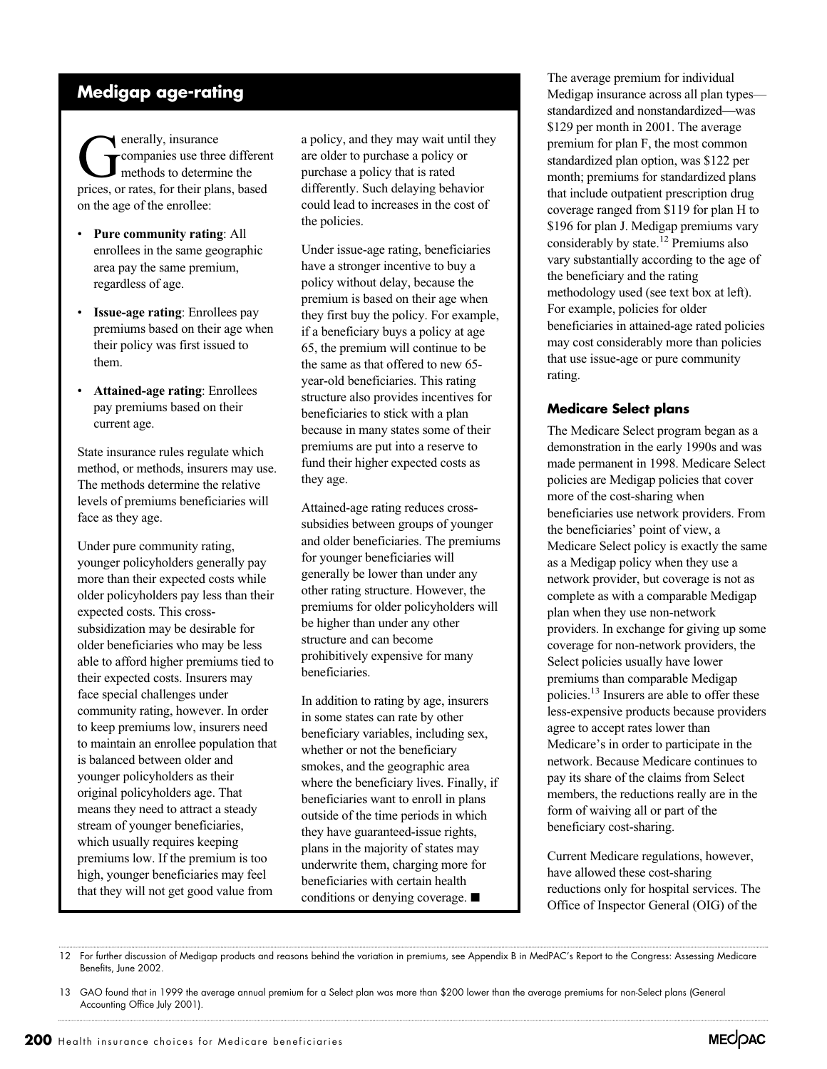## Medigap age-rating

Generally, insurance companies use three different methods to determine the prices, or rates, for their plans, based on the age of the enrollee:

- **Pure community rating**: All enrollees in the same geographic area pay the same premium, regardless of age.
- **Issue-age rating**: Enrollees pay premiums based on their age when their policy was first issued to them.
- **Attained-age rating**: Enrollees pay premiums based on their current age.

State insurance rules regulate which method, or methods, insurers may use. The methods determine the relative levels of premiums beneficiaries will face as they age.

Under pure community rating, younger policyholders generally pay more than their expected costs while older policyholders pay less than their expected costs. This cross-subsidization may be desirable for older beneficiaries who may be less able to afford higher premiums tied to their expected costs. Insurers may face special challenges under community rating, however. In order to keep premiums low, insurers need to maintain an enrollee population that is balanced between older and younger policyholders as their original policyholders age. That means they need to attract a steady stream of younger beneficiaries, which usually requires keeping premiums low. If the premium is too high, younger beneficiaries may feel that they will not get good value from a policy, and they may wait until they are older to purchase a policy or purchase a policy that is rated differently. Such delaying behavior could lead to increases in the cost of the policies.

Under issue-age rating, beneficiaries have a stronger incentive to buy a policy without delay, because the premium is based on their age when they first buy the policy. For example, if a beneficiary buys a policy at age 65, the premium will continue to be the same as that offered to new 65-year-old beneficiaries. This rating structure also provides incentives for beneficiaries to stick with a plan because in many states some of their premiums are put into a reserve to fund their higher expected costs as they age.

Attained-age rating reduces cross-subsidies between groups of younger and older beneficiaries. The premiums for younger beneficiaries will generally be lower than under any other rating structure. However, the premiums for older policyholders will be higher than under any other structure and can become prohibitively expensive for many beneficiaries.

In addition to rating by age, insurers in some states can rate by other beneficiary variables, including sex, whether or not the beneficiary smokes, and the geographic area where the beneficiary lives. Finally, if beneficiaries want to enroll in plans outside of the time periods in which they have guaranteed-issue rights, plans in the majority of states may underwrite them, charging more for beneficiaries with certain health conditions or denying coverage. ■

The average premium for individual Medigap insurance across all plan types—standardized and nonstandardized—was $129 per month in 2001. The average premium for plan F, the most common standardized plan option, was $122 per month; premiums for standardized plans that include outpatient prescription drug coverage ranged from $119 for plan H to $196 for plan J. Medigap premiums vary considerably by state.[12] Premiums also vary substantially according to the age of the beneficiary and the rating methodology used (see text box at left). For example, policies for older beneficiaries in attained-age rated policies may cost considerably more than policies that use issue-age or pure community rating.

### Medicare Select plans

The Medicare Select program began as a demonstration in the early 1990s and was made permanent in 1998. Medicare Select policies are Medigap policies that cover more of the cost-sharing when beneficiaries use network providers. From the beneficiaries' point of view, a Medicare Select policy is exactly the same as a Medigap policy when they use a network provider, but coverage is not as complete as with a comparable Medigap plan when they use non-network providers. In exchange for giving up some coverage for non-network providers, the Select policies usually have lower premiums than comparable Medigap policies.[13] Insurers are able to offer these less-expensive products because providers agree to accept rates lower than Medicare's in order to participate in the network. Because Medicare continues to pay its share of the claims from Select members, the reductions really are in the form of waiving all or part of the beneficiary cost-sharing.

Current Medicare regulations, however, have allowed these cost-sharing reductions only for hospital services. The Office of Inspector General (OIG) of the

12 For further discussion of Medigap products and reasons behind the variation in premiums, see Appendix B in MedPAC's Report to the Congress: Assessing Medicare Benefits, June 2002.

13 GAO found that in 1999 the average annual premium for a Select plan was more than $200 lower than the average premiums for non-Select plans (General Accounting Office July 2001).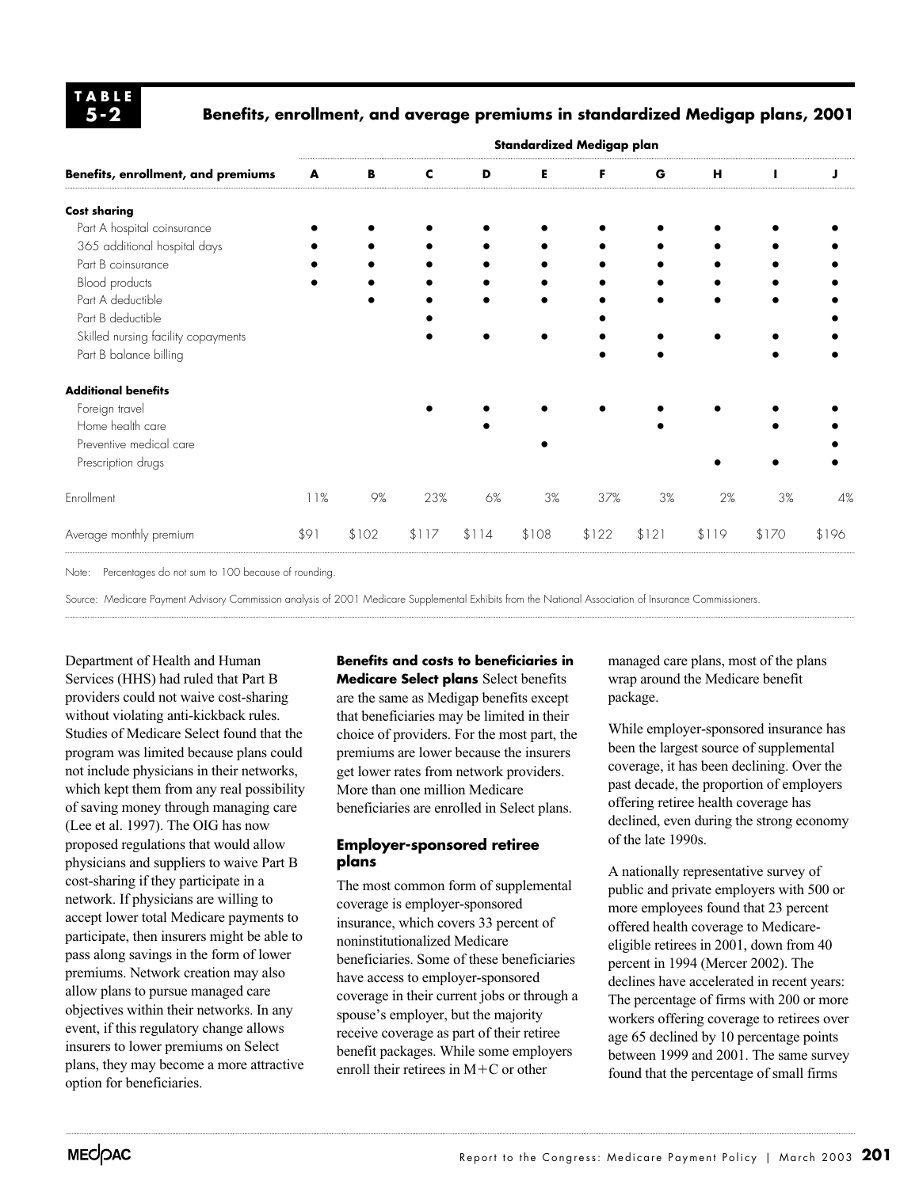**TABLE 5-2**

**Benefits, enrollment, and average premiums in standardized Medigap plans, 2001**

| Benefits, enrollment, and premiums | Standardized Medigap plan | | | | | | | | | |
|---|---|---|---|---|---|---|---|---|---|---|
| | A | B | C | D | E | F | G | H | I | J |
| **Cost sharing** | | | | | | | | | | |
| Part A hospital coinsurance | ● | ● | ● | ● | ● | ● | ● | ● | ● | ● |
| 365 additional hospital days | ● | ● | ● | ● | ● | ● | ● | ● | ● | ● |
| Part B coinsurance | ● | ● | ● | ● | ● | ● | ● | ● | ● | ● |
| Blood products | ● | ● | ● | ● | ● | ● | ● | ● | ● | ● |
| Part A deductible | | ● | ● | ● | ● | ● | ● | ● | ● | ● |
| Part B deductible | | | ● | | | ● | | | | ● |
| Skilled nursing facility copayments | | | ● | ● | ● | ● | ● | ● | ● | ● |
| Part B balance billing | | | | | | ● | ● | | ● | ● |
| **Additional benefits** | | | | | | | | | | |
| Foreign travel | | | ● | ● | ● | ● | ● | ● | ● | ● |
| Home health care | | | | ● | | | ● | | ● | ● |
| Preventive medical care | | | | | ● | | | | | ● |
| Prescription drugs | | | | | | | | ● | ● | ● |
| Enrollment | 11% | 9% | 23% | 6% | 3% | 37% | 3% | 2% | 3% | 4% |
| Average monthly premium | $91 | $102 | $117 | $114 | $108 | $122 | $121 | $119 | $170 | $196 |

Note: Percentages do not sum to 100 because of rounding.

Source: Medicare Payment Advisory Commission analysis of 2001 Medicare Supplemental Exhibits from the National Association of Insurance Commissioners.

Department of Health and Human Services (HHS) had ruled that Part B providers could not waive cost-sharing without violating anti-kickback rules. Studies of Medicare Select found that the program was limited because plans could not include physicians in their networks, which kept them from any real possibility of saving money through managing care (Lee et al. 1997). The OIG has now proposed regulations that would allow physicians and suppliers to waive Part B cost-sharing if they participate in a network. If physicians are willing to accept lower total Medicare payments to participate, then insurers might be able to pass along savings in the form of lower premiums. Network creation may also allow plans to pursue managed care objectives within their networks. In any event, if this regulatory change allows insurers to lower premiums on Select plans, they may become a more attractive option for beneficiaries.

**Benefits and costs to beneficiaries in Medicare Select plans** Select benefits are the same as Medigap benefits except that beneficiaries may be limited in their choice of providers. For the most part, the premiums are lower because the insurers get lower rates from network providers. More than one million Medicare beneficiaries are enrolled in Select plans.

### Employer-sponsored retiree plans

The most common form of supplemental coverage is employer-sponsored insurance, which covers 33 percent of noninstitutionalized Medicare beneficiaries. Some of these beneficiaries have access to employer-sponsored coverage in their current jobs or through a spouse's employer, but the majority receive coverage as part of their retiree benefit packages. While some employers enroll their retirees in M+C or other managed care plans, most of the plans wrap around the Medicare benefit package.

While employer-sponsored insurance has been the largest source of supplemental coverage, it has been declining. Over the past decade, the proportion of employers offering retiree health coverage has declined, even during the strong economy of the late 1990s.

A nationally representative survey of public and private employers with 500 or more employees found that 23 percent offered health coverage to Medicare-eligible retirees in 2001, down from 40 percent in 1994 (Mercer 2002). The declines have accelerated in recent years: The percentage of firms with 200 or more workers offering coverage to retirees over age 65 declined by 10 percentage points between 1999 and 2001. The same survey found that the percentage of small firms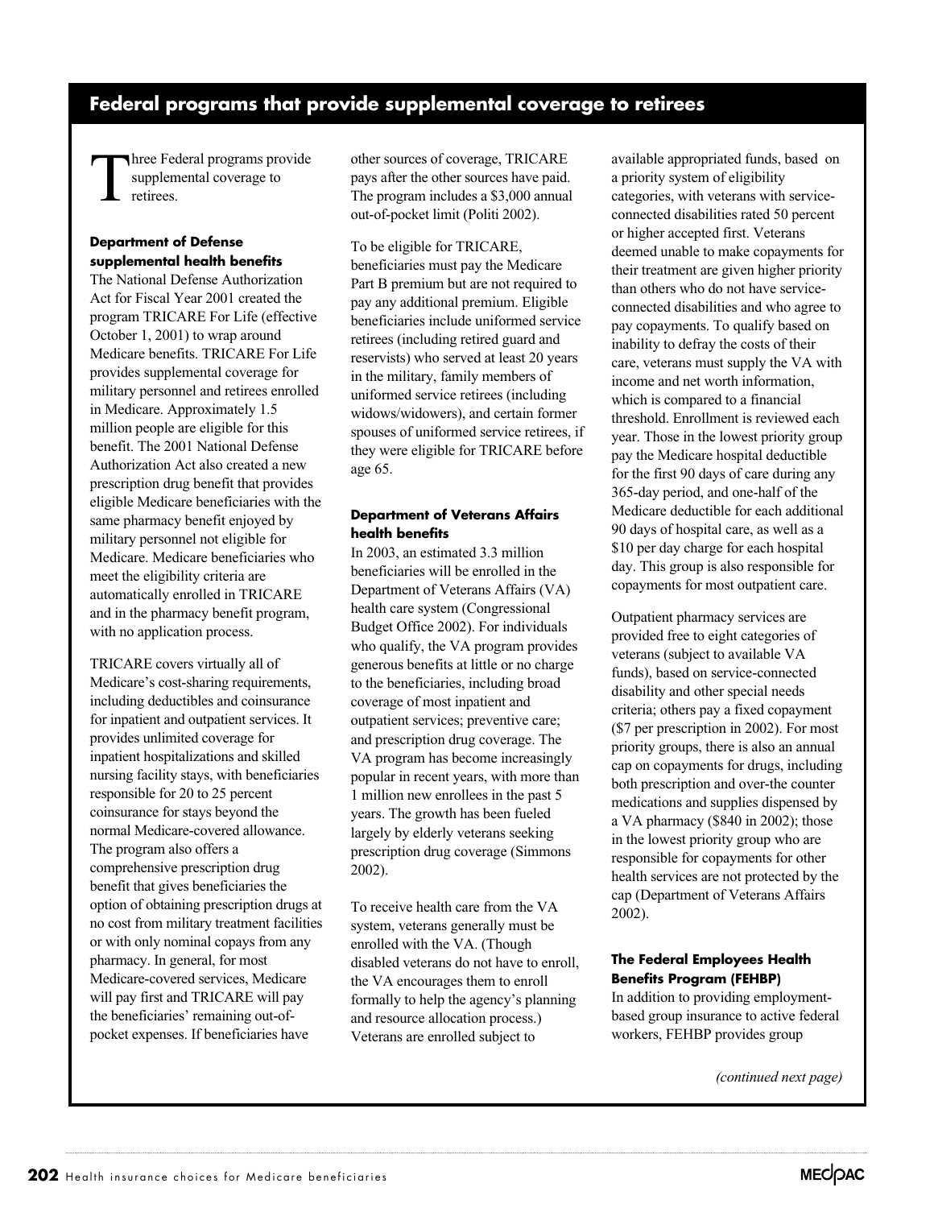## Federal programs that provide supplemental coverage to retirees

Three Federal programs provide supplemental coverage to retirees.

**Department of Defense supplemental health benefits**

The National Defense Authorization Act for Fiscal Year 2001 created the program TRICARE For Life (effective October 1, 2001) to wrap around Medicare benefits. TRICARE For Life provides supplemental coverage for military personnel and retirees enrolled in Medicare. Approximately 1.5 million people are eligible for this benefit. The 2001 National Defense Authorization Act also created a new prescription drug benefit that provides eligible Medicare beneficiaries with the same pharmacy benefit enjoyed by military personnel not eligible for Medicare. Medicare beneficiaries who meet the eligibility criteria are automatically enrolled in TRICARE and in the pharmacy benefit program, with no application process.

TRICARE covers virtually all of Medicare's cost-sharing requirements, including deductibles and coinsurance for inpatient and outpatient services. It provides unlimited coverage for inpatient hospitalizations and skilled nursing facility stays, with beneficiaries responsible for 20 to 25 percent coinsurance for stays beyond the normal Medicare-covered allowance. The program also offers a comprehensive prescription drug benefit that gives beneficiaries the option of obtaining prescription drugs at no cost from military treatment facilities or with only nominal copays from any pharmacy. In general, for most Medicare-covered services, Medicare will pay first and TRICARE will pay the beneficiaries' remaining out-of-pocket expenses. If beneficiaries have other sources of coverage, TRICARE pays after the other sources have paid. The program includes a $3,000 annual out-of-pocket limit (Politi 2002).

To be eligible for TRICARE, beneficiaries must pay the Medicare Part B premium but are not required to pay any additional premium. Eligible beneficiaries include uniformed service retirees (including retired guard and reservists) who served at least 20 years in the military, family members of uniformed service retirees (including widows/widowers), and certain former spouses of uniformed service retirees, if they were eligible for TRICARE before age 65.

**Department of Veterans Affairs health benefits**

In 2003, an estimated 3.3 million beneficiaries will be enrolled in the Department of Veterans Affairs (VA) health care system (Congressional Budget Office 2002). For individuals who qualify, the VA program provides generous benefits at little or no charge to the beneficiaries, including broad coverage of most inpatient and outpatient services; preventive care; and prescription drug coverage. The VA program has become increasingly popular in recent years, with more than 1 million new enrollees in the past 5 years. The growth has been fueled largely by elderly veterans seeking prescription drug coverage (Simmons 2002).

To receive health care from the VA system, veterans generally must be enrolled with the VA. (Though disabled veterans do not have to enroll, the VA encourages them to enroll formally to help the agency's planning and resource allocation process.) Veterans are enrolled subject to available appropriated funds, based on a priority system of eligibility categories, with veterans with service-connected disabilities rated 50 percent or higher accepted first. Veterans deemed unable to make copayments for their treatment are given higher priority than others who do not have service-connected disabilities and who agree to pay copayments. To qualify based on inability to defray the costs of their care, veterans must supply the VA with income and net worth information, which is compared to a financial threshold. Enrollment is reviewed each year. Those in the lowest priority group pay the Medicare hospital deductible for the first 90 days of care during any 365-day period, and one-half of the Medicare deductible for each additional 90 days of hospital care, as well as a $10 per day charge for each hospital day. This group is also responsible for copayments for most outpatient care.

Outpatient pharmacy services are provided free to eight categories of veterans (subject to available VA funds), based on service-connected disability and other special needs criteria; others pay a fixed copayment ($7 per prescription in 2002). For most priority groups, there is also an annual cap on copayments for drugs, including both prescription and over-the counter medications and supplies dispensed by a VA pharmacy ($840 in 2002); those in the lowest priority group who are responsible for copayments for other health services are not protected by the cap (Department of Veterans Affairs 2002).

**The Federal Employees Health Benefits Program (FEHBP)**

In addition to providing employment-based group insurance to active federal workers, FEHBP provides group

*(continued next page)*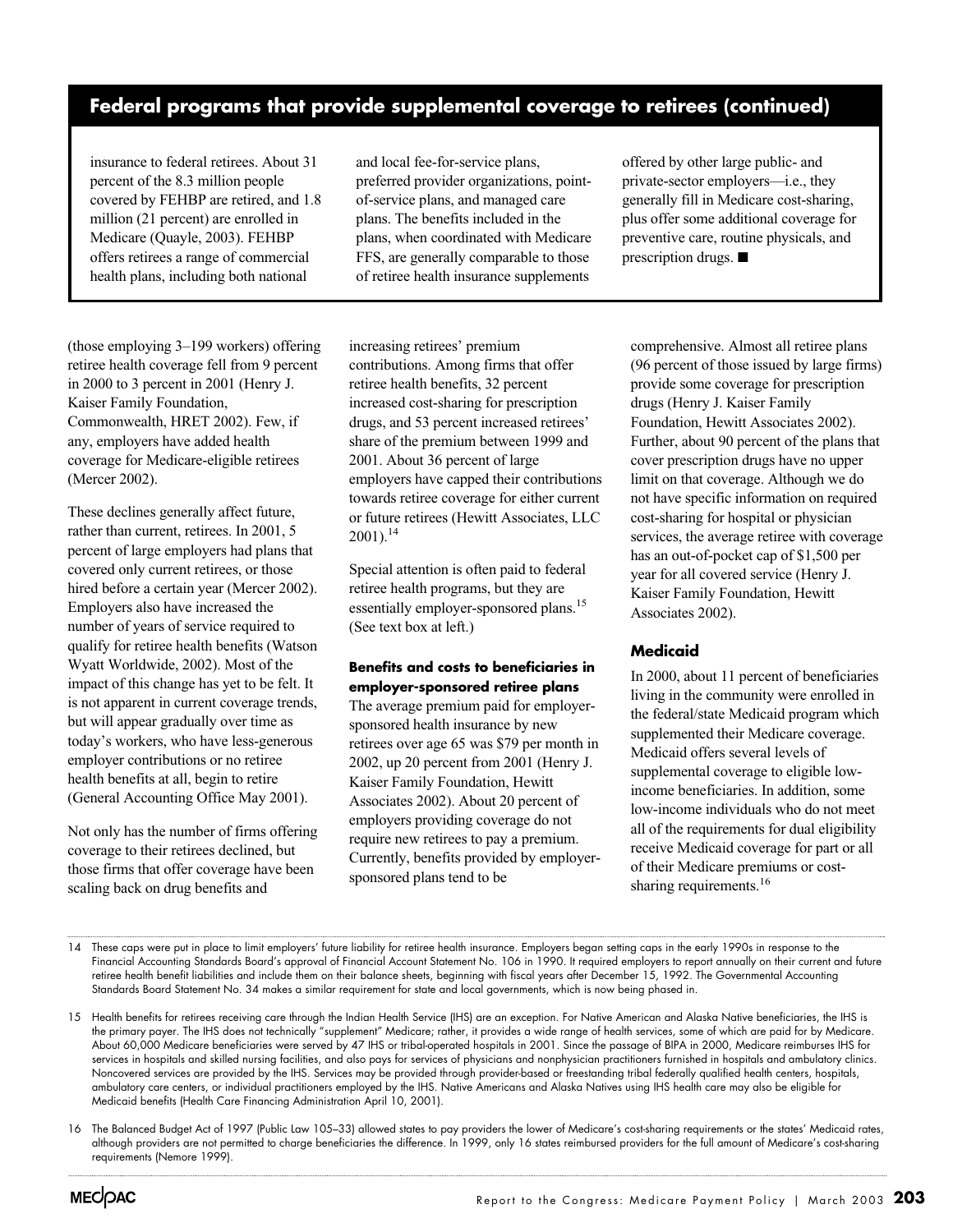## Federal programs that provide supplemental coverage to retirees (continued)

insurance to federal retirees. About 31 percent of the 8.3 million people covered by FEHBP are retired, and 1.8 million (21 percent) are enrolled in Medicare (Quayle, 2003). FEHBP offers retirees a range of commercial health plans, including both national and local fee-for-service plans, preferred provider organizations, point-of-service plans, and managed care plans. The benefits included in the plans, when coordinated with Medicare FFS, are generally comparable to those of retiree health insurance supplements offered by other large public- and private-sector employers—i.e., they generally fill in Medicare cost-sharing, plus offer some additional coverage for preventive care, routine physicals, and prescription drugs. ■

(those employing 3–199 workers) offering retiree health coverage fell from 9 percent in 2000 to 3 percent in 2001 (Henry J. Kaiser Family Foundation, Commonwealth, HRET 2002). Few, if any, employers have added health coverage for Medicare-eligible retirees (Mercer 2002).

These declines generally affect future, rather than current, retirees. In 2001, 5 percent of large employers had plans that covered only current retirees, or those hired before a certain year (Mercer 2002). Employers also have increased the number of years of service required to qualify for retiree health benefits (Watson Wyatt Worldwide, 2002). Most of the impact of this change has yet to be felt. It is not apparent in current coverage trends, but will appear gradually over time as today's workers, who have less-generous employer contributions or no retiree health benefits at all, begin to retire (General Accounting Office May 2001).

Not only has the number of firms offering coverage to their retirees declined, but those firms that offer coverage have been scaling back on drug benefits and increasing retirees' premium contributions. Among firms that offer retiree health benefits, 32 percent increased cost-sharing for prescription drugs, and 53 percent increased retirees' share of the premium between 1999 and 2001. About 36 percent of large employers have capped their contributions towards retiree coverage for either current or future retirees (Hewitt Associates, LLC 2001).[14]

Special attention is often paid to federal retiree health programs, but they are essentially employer-sponsored plans.[15] (See text box at left.)

#### Benefits and costs to beneficiaries in employer-sponsored retiree plans

The average premium paid for employer-sponsored health insurance by new retirees over age 65 was $79 per month in 2002, up 20 percent from 2001 (Henry J. Kaiser Family Foundation, Hewitt Associates 2002). About 20 percent of employers providing coverage do not require new retirees to pay a premium. Currently, benefits provided by employer-sponsored plans tend to be comprehensive. Almost all retiree plans (96 percent of those issued by large firms) provide some coverage for prescription drugs (Henry J. Kaiser Family Foundation, Hewitt Associates 2002). Further, about 90 percent of the plans that cover prescription drugs have no upper limit on that coverage. Although we do not have specific information on required cost-sharing for hospital or physician services, the average retiree with coverage has an out-of-pocket cap of $1,500 per year for all covered service (Henry J. Kaiser Family Foundation, Hewitt Associates 2002).

### Medicaid

In 2000, about 11 percent of beneficiaries living in the community were enrolled in the federal/state Medicaid program which supplemented their Medicare coverage. Medicaid offers several levels of supplemental coverage to eligible low-income beneficiaries. In addition, some low-income individuals who do not meet all of the requirements for dual eligibility receive Medicaid coverage for part or all of their Medicare premiums or cost-sharing requirements.[16]

---

14 These caps were put in place to limit employers' future liability for retiree health insurance. Employers began setting caps in the early 1990s in response to the Financial Accounting Standards Board's approval of Financial Account Statement No. 106 in 1990. It required employers to report annually on their current and future retiree health benefit liabilities and include them on their balance sheets, beginning with fiscal years after December 15, 1992. The Governmental Accounting Standards Board Statement No. 34 makes a similar requirement for state and local governments, which is now being phased in.

15 Health benefits for retirees receiving care through the Indian Health Service (IHS) are an exception. For Native American and Alaska Native beneficiaries, the IHS is the primary payer. The IHS does not technically "supplement" Medicare; rather, it provides a wide range of health services, some of which are paid for by Medicare. About 60,000 Medicare beneficiaries were served by 47 IHS or tribal-operated hospitals in 2001. Since the passage of BIPA in 2000, Medicare reimburses IHS for services in hospitals and skilled nursing facilities, and also pays for services of physicians and nonphysician practitioners furnished in hospitals and ambulatory clinics. Noncovered services are provided by the IHS. Services may be provided through provider-based or freestanding tribal federally qualified health centers, hospitals, ambulatory care centers, or individual practitioners employed by the IHS. Native Americans and Alaska Natives using IHS health care may also be eligible for Medicaid benefits (Health Care Financing Administration April 10, 2001).

16 The Balanced Budget Act of 1997 (Public Law 105–33) allowed states to pay providers the lower of Medicare's cost-sharing requirements or the states' Medicaid rates, although providers are not permitted to charge beneficiaries the difference. In 1999, only 16 states reimbursed providers for the full amount of Medicare's cost-sharing requirements (Nemore 1999).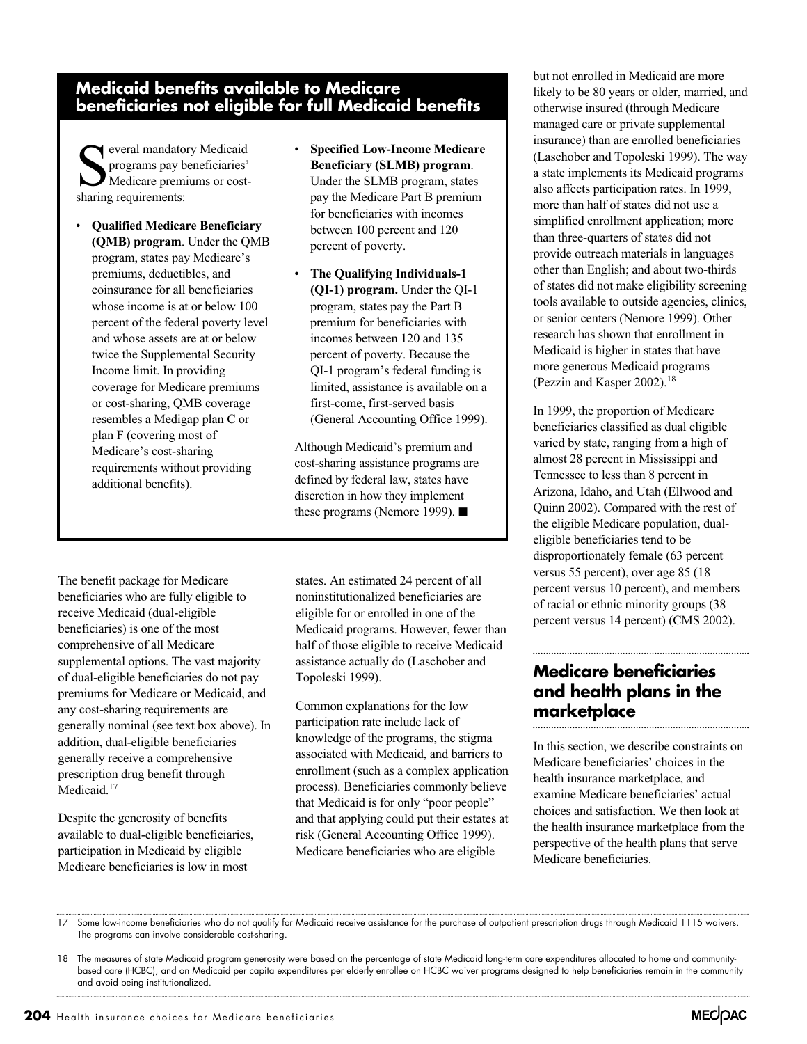## Medicaid benefits available to Medicare beneficiaries not eligible for full Medicaid benefits

Several mandatory Medicaid programs pay beneficiaries' Medicare premiums or cost-sharing requirements:

- **Qualified Medicare Beneficiary (QMB) program**. Under the QMB program, states pay Medicare's premiums, deductibles, and coinsurance for all beneficiaries whose income is at or below 100 percent of the federal poverty level and whose assets are at or below twice the Supplemental Security Income limit. In providing coverage for Medicare premiums or cost-sharing, QMB coverage resembles a Medigap plan C or plan F (covering most of Medicare's cost-sharing requirements without providing additional benefits).
- **Specified Low-Income Medicare Beneficiary (SLMB) program**. Under the SLMB program, states pay the Medicare Part B premium for beneficiaries with incomes between 100 percent and 120 percent of poverty.
- **The Qualifying Individuals-1 (QI-1) program.** Under the QI-1 program, states pay the Part B premium for beneficiaries with incomes between 120 and 135 percent of poverty. Because the QI-1 program's federal funding is limited, assistance is available on a first-come, first-served basis (General Accounting Office 1999).

Although Medicaid's premium and cost-sharing assistance programs are defined by federal law, states have discretion in how they implement these programs (Nemore 1999). ■

The benefit package for Medicare beneficiaries who are fully eligible to receive Medicaid (dual-eligible beneficiaries) is one of the most comprehensive of all Medicare supplemental options. The vast majority of dual-eligible beneficiaries do not pay premiums for Medicare or Medicaid, and any cost-sharing requirements are generally nominal (see text box above). In addition, dual-eligible beneficiaries generally receive a comprehensive prescription drug benefit through Medicaid.[17]

Despite the generosity of benefits available to dual-eligible beneficiaries, participation in Medicaid by eligible Medicare beneficiaries is low in most states. An estimated 24 percent of all noninstitutionalized beneficiaries are eligible for or enrolled in one of the Medicaid programs. However, fewer than half of those eligible to receive Medicaid assistance actually do (Laschober and Topoleski 1999).

Common explanations for the low participation rate include lack of knowledge of the programs, the stigma associated with Medicaid, and barriers to enrollment (such as a complex application process). Beneficiaries commonly believe that Medicaid is for only "poor people" and that applying could put their estates at risk (General Accounting Office 1999). Medicare beneficiaries who are eligible but not enrolled in Medicaid are more likely to be 80 years or older, married, and otherwise insured (through Medicare managed care or private supplemental insurance) than are enrolled beneficiaries (Laschober and Topoleski 1999). The way a state implements its Medicaid programs also affects participation rates. In 1999, more than half of states did not use a simplified enrollment application; more than three-quarters of states did not provide outreach materials in languages other than English; and about two-thirds of states did not make eligibility screening tools available to outside agencies, clinics, or senior centers (Nemore 1999). Other research has shown that enrollment in Medicaid is higher in states that have more generous Medicaid programs (Pezzin and Kasper 2002).[18]

In 1999, the proportion of Medicare beneficiaries classified as dual eligible varied by state, ranging from a high of almost 28 percent in Mississippi and Tennessee to less than 8 percent in Arizona, Idaho, and Utah (Ellwood and Quinn 2002). Compared with the rest of the eligible Medicare population, dual-eligible beneficiaries tend to be disproportionately female (63 percent versus 55 percent), over age 85 (18 percent versus 10 percent), and members of racial or ethnic minority groups (38 percent versus 14 percent) (CMS 2002).

## Medicare beneficiaries and health plans in the marketplace

In this section, we describe constraints on Medicare beneficiaries' choices in the health insurance marketplace, and examine Medicare beneficiaries' actual choices and satisfaction. We then look at the health insurance marketplace from the perspective of the health plans that serve Medicare beneficiaries.

---

17 Some low-income beneficiaries who do not qualify for Medicaid receive assistance for the purchase of outpatient prescription drugs through Medicaid 1115 waivers. The programs can involve considerable cost-sharing.

18 The measures of state Medicaid program generosity were based on the percentage of state Medicaid long-term care expenditures allocated to home and community-based care (HCBC), and on Medicaid per capita expenditures per elderly enrollee on HCBC waiver programs designed to help beneficiaries remain in the community and avoid being institutionalized.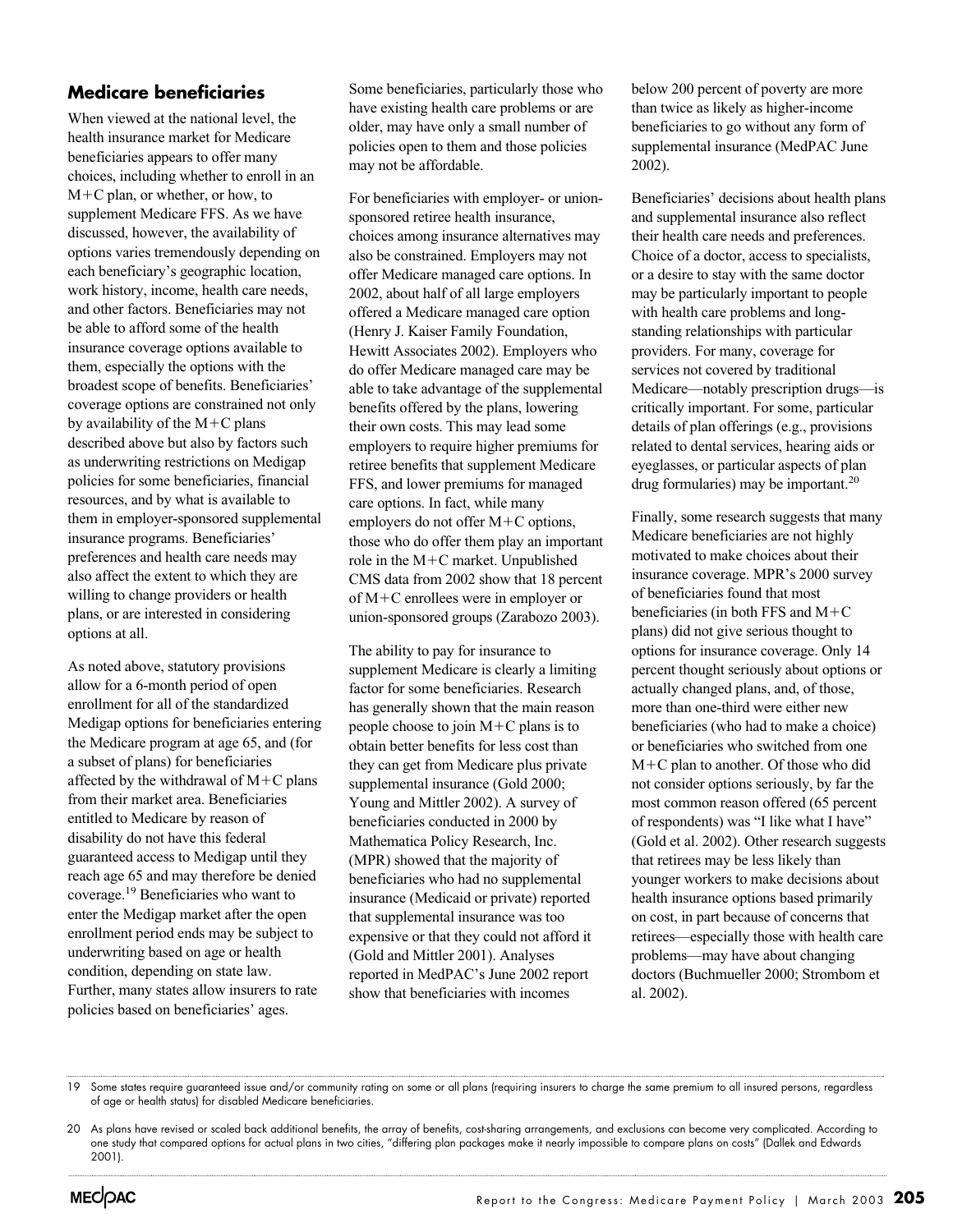## Medicare beneficiaries

When viewed at the national level, the health insurance market for Medicare beneficiaries appears to offer many choices, including whether to enroll in an M+C plan, or whether, or how, to supplement Medicare FFS. As we have discussed, however, the availability of options varies tremendously depending on each beneficiary's geographic location, work history, income, health care needs, and other factors. Beneficiaries may not be able to afford some of the health insurance coverage options available to them, especially the options with the broadest scope of benefits. Beneficiaries' coverage options are constrained not only by availability of the M+C plans described above but also by factors such as underwriting restrictions on Medigap policies for some beneficiaries, financial resources, and by what is available to them in employer-sponsored supplemental insurance programs. Beneficiaries' preferences and health care needs may also affect the extent to which they are willing to change providers or health plans, or are interested in considering options at all.

As noted above, statutory provisions allow for a 6-month period of open enrollment for all of the standardized Medigap options for beneficiaries entering the Medicare program at age 65, and (for a subset of plans) for beneficiaries affected by the withdrawal of M+C plans from their market area. Beneficiaries entitled to Medicare by reason of disability do not have this federal guaranteed access to Medigap until they reach age 65 and may therefore be denied coverage.[19] Beneficiaries who want to enter the Medigap market after the open enrollment period ends may be subject to underwriting based on age or health condition, depending on state law. Further, many states allow insurers to rate policies based on beneficiaries' ages. Some beneficiaries, particularly those who have existing health care problems or are older, may have only a small number of policies open to them and those policies may not be affordable.

For beneficiaries with employer- or union-sponsored retiree health insurance, choices among insurance alternatives may also be constrained. Employers may not offer Medicare managed care options. In 2002, about half of all large employers offered a Medicare managed care option (Henry J. Kaiser Family Foundation, Hewitt Associates 2002). Employers who do offer Medicare managed care may be able to take advantage of the supplemental benefits offered by the plans, lowering their own costs. This may lead some employers to require higher premiums for retiree benefits that supplement Medicare FFS, and lower premiums for managed care options. In fact, while many employers do not offer M+C options, those who do offer them play an important role in the M+C market. Unpublished CMS data from 2002 show that 18 percent of M+C enrollees were in employer or union-sponsored groups (Zarabozo 2003).

The ability to pay for insurance to supplement Medicare is clearly a limiting factor for some beneficiaries. Research has generally shown that the main reason people choose to join M+C plans is to obtain better benefits for less cost than they can get from Medicare plus private supplemental insurance (Gold 2000; Young and Mittler 2002). A survey of beneficiaries conducted in 2000 by Mathematica Policy Research, Inc. (MPR) showed that the majority of beneficiaries who had no supplemental insurance (Medicaid or private) reported that supplemental insurance was too expensive or that they could not afford it (Gold and Mittler 2001). Analyses reported in MedPAC's June 2002 report show that beneficiaries with incomes below 200 percent of poverty are more than twice as likely as higher-income beneficiaries to go without any form of supplemental insurance (MedPAC June 2002).

Beneficiaries' decisions about health plans and supplemental insurance also reflect their health care needs and preferences. Choice of a doctor, access to specialists, or a desire to stay with the same doctor may be particularly important to people with health care problems and long-standing relationships with particular providers. For many, coverage for services not covered by traditional Medicare—notably prescription drugs—is critically important. For some, particular details of plan offerings (e.g., provisions related to dental services, hearing aids or eyeglasses, or particular aspects of plan drug formularies) may be important.[20]

Finally, some research suggests that many Medicare beneficiaries are not highly motivated to make choices about their insurance coverage. MPR's 2000 survey of beneficiaries found that most beneficiaries (in both FFS and M+C plans) did not give serious thought to options for insurance coverage. Only 14 percent thought seriously about options or actually changed plans, and, of those, more than one-third were either new beneficiaries (who had to make a choice) or beneficiaries who switched from one M+C plan to another. Of those who did not consider options seriously, by far the most common reason offered (65 percent of respondents) was "I like what I have" (Gold et al. 2002). Other research suggests that retirees may be less likely than younger workers to make decisions about health insurance options based primarily on cost, in part because of concerns that retirees—especially those with health care problems—may have about changing doctors (Buchmueller 2000; Strombom et al. 2002).

---

19 Some states require guaranteed issue and/or community rating on some or all plans (requiring insurers to charge the same premium to all insured persons, regardless of age or health status) for disabled Medicare beneficiaries.

20 As plans have revised or scaled back additional benefits, the array of benefits, cost-sharing arrangements, and exclusions can become very complicated. According to one study that compared options for actual plans in two cities, "differing plan packages make it nearly impossible to compare plans on costs" (Dallek and Edwards 2001).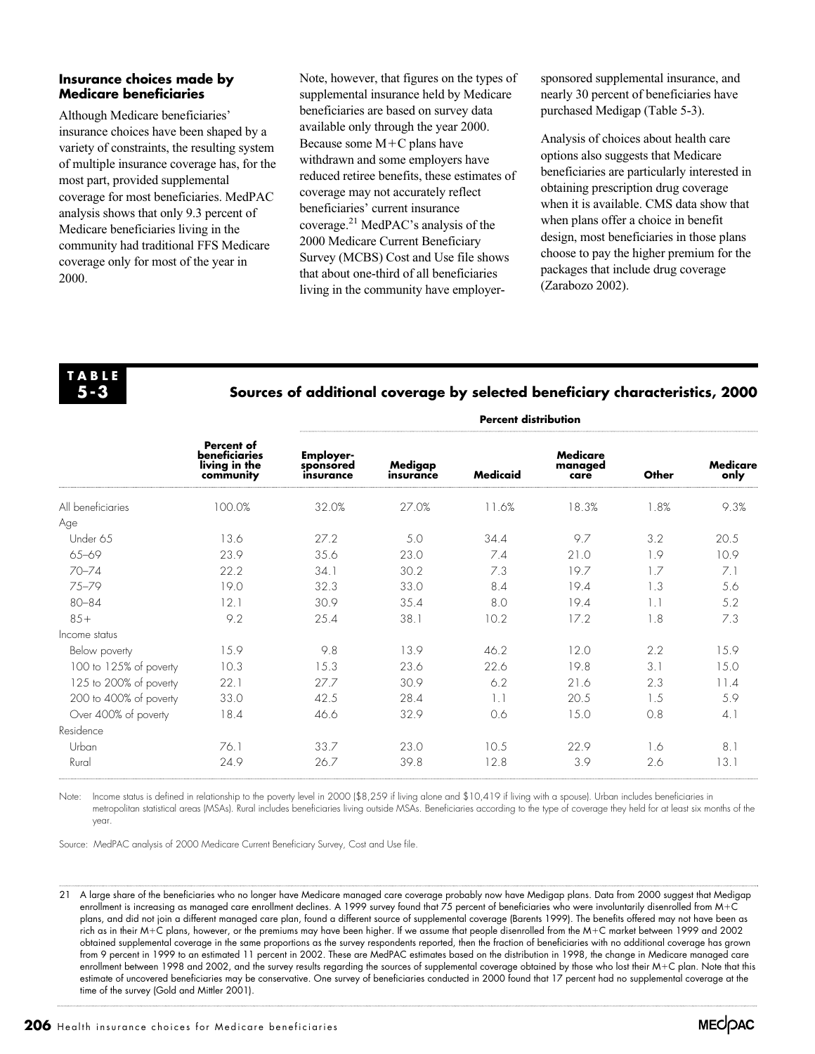### Insurance choices made by Medicare beneficiaries

Although Medicare beneficiaries' insurance choices have been shaped by a variety of constraints, the resulting system of multiple insurance coverage has, for the most part, provided supplemental coverage for most beneficiaries. MedPAC analysis shows that only 9.3 percent of Medicare beneficiaries living in the community had traditional FFS Medicare coverage only for most of the year in 2000.

Note, however, that figures on the types of supplemental insurance held by Medicare beneficiaries are based on survey data available only through the year 2000. Because some M+C plans have withdrawn and some employers have reduced retiree benefits, these estimates of coverage may not accurately reflect beneficiaries' current insurance coverage.[21] MedPAC's analysis of the 2000 Medicare Current Beneficiary Survey (MCBS) Cost and Use file shows that about one-third of all beneficiaries living in the community have employer-sponsored supplemental insurance, and nearly 30 percent of beneficiaries have purchased Medigap (Table 5-3).

Analysis of choices about health care options also suggests that Medicare beneficiaries are particularly interested in obtaining prescription drug coverage when it is available. CMS data show that when plans offer a choice in benefit design, most beneficiaries in those plans choose to pay the higher premium for the packages that include drug coverage (Zarabozo 2002).

**TABLE 5-3**

**Sources of additional coverage by selected beneficiary characteristics, 2000**

| | Percent of beneficiaries living in the community | Percent distribution | | | | | |
|---|---|---|---|---|---|---|---|
| | | Employer-sponsored insurance | Medigap insurance | Medicaid | Medicare managed care | Other | Medicare only |
| All beneficiaries | 100.0% | 32.0% | 27.0% | 11.6% | 18.3% | 1.8% | 9.3% |
| Age | | | | | | | |
| Under 65 | 13.6 | 27.2 | 5.0 | 34.4 | 9.7 | 3.2 | 20.5 |
| 65–69 | 23.9 | 35.6 | 23.0 | 7.4 | 21.0 | 1.9 | 10.9 |
| 70–74 | 22.2 | 34.1 | 30.2 | 7.3 | 19.7 | 1.7 | 7.1 |
| 75–79 | 19.0 | 32.3 | 33.0 | 8.4 | 19.4 | 1.3 | 5.6 |
| 80–84 | 12.1 | 30.9 | 35.4 | 8.0 | 19.4 | 1.1 | 5.2 |
| 85+ | 9.2 | 25.4 | 38.1 | 10.2 | 17.2 | 1.8 | 7.3 |
| Income status | | | | | | | |
| Below poverty | 15.9 | 9.8 | 13.9 | 46.2 | 12.0 | 2.2 | 15.9 |
| 100 to 125% of poverty | 10.3 | 15.3 | 23.6 | 22.6 | 19.8 | 3.1 | 15.0 |
| 125 to 200% of poverty | 22.1 | 27.7 | 30.9 | 6.2 | 21.6 | 2.3 | 11.4 |
| 200 to 400% of poverty | 33.0 | 42.5 | 28.4 | 1.1 | 20.5 | 1.5 | 5.9 |
| Over 400% of poverty | 18.4 | 46.6 | 32.9 | 0.6 | 15.0 | 0.8 | 4.1 |
| Residence | | | | | | | |
| Urban | 76.1 | 33.7 | 23.0 | 10.5 | 22.9 | 1.6 | 8.1 |
| Rural | 24.9 | 26.7 | 39.8 | 12.8 | 3.9 | 2.6 | 13.1 |

Note: Income status is defined in relationship to the poverty level in 2000 ($8,259 if living alone and $10,419 if living with a spouse). Urban includes beneficiaries in metropolitan statistical areas (MSAs). Rural includes beneficiaries living outside MSAs. Beneficiaries according to the type of coverage they held for at least six months of the year.

Source: MedPAC analysis of 2000 Medicare Current Beneficiary Survey, Cost and Use file.

21 A large share of the beneficiaries who no longer have Medicare managed care coverage probably now have Medigap plans. Data from 2000 suggest that Medigap enrollment is increasing as managed care enrollment declines. A 1999 survey found that 75 percent of beneficiaries who were involuntarily disenrolled from M+C plans, and did not join a different managed care plan, found a different source of supplemental coverage (Barents 1999). The benefits offered may not have been as rich as in their M+C plans, however, or the premiums may have been higher. If we assume that people disenrolled from the M+C market between 1999 and 2002 obtained supplemental coverage in the same proportions as the survey respondents reported, then the fraction of beneficiaries with no additional coverage has grown from 9 percent in 1999 to an estimated 11 percent in 2002. These are MedPAC estimates based on the distribution in 1998, the change in Medicare managed care enrollment between 1998 and 2002, and the survey results regarding the sources of supplemental coverage obtained by those who lost their M+C plan. Note that this estimate of uncovered beneficiaries may be conservative. One survey of beneficiaries conducted in 2000 found that 17 percent had no supplemental coverage at the time of the survey (Gold and Mittler 2001).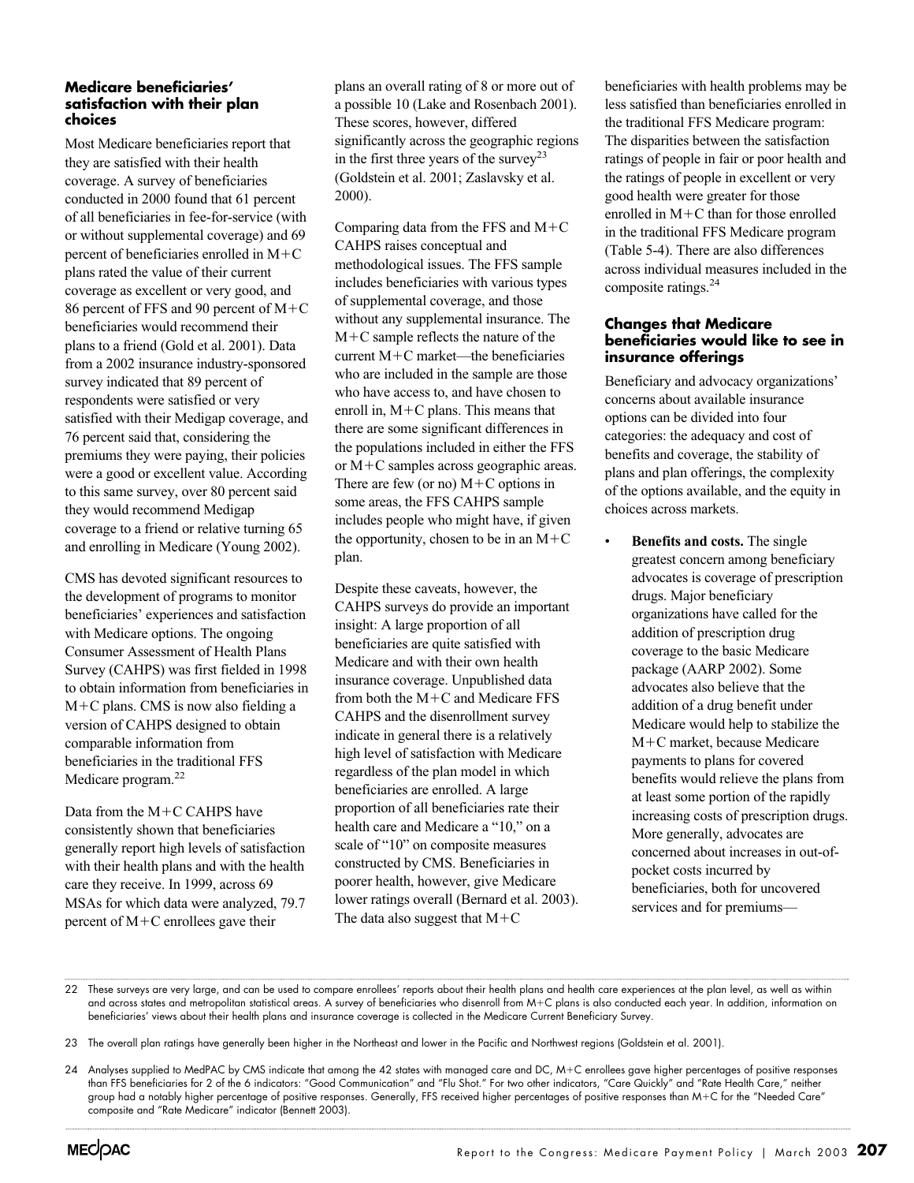### Medicare beneficiaries' satisfaction with their plan choices

Most Medicare beneficiaries report that they are satisfied with their health coverage. A survey of beneficiaries conducted in 2000 found that 61 percent of all beneficiaries in fee-for-service (with or without supplemental coverage) and 69 percent of beneficiaries enrolled in M+C plans rated the value of their current coverage as excellent or very good, and 86 percent of FFS and 90 percent of M+C beneficiaries would recommend their plans to a friend (Gold et al. 2001). Data from a 2002 insurance industry-sponsored survey indicated that 89 percent of respondents were satisfied or very satisfied with their Medigap coverage, and 76 percent said that, considering the premiums they were paying, their policies were a good or excellent value. According to this same survey, over 80 percent said they would recommend Medigap coverage to a friend or relative turning 65 and enrolling in Medicare (Young 2002).

CMS has devoted significant resources to the development of programs to monitor beneficiaries' experiences and satisfaction with Medicare options. The ongoing Consumer Assessment of Health Plans Survey (CAHPS) was first fielded in 1998 to obtain information from beneficiaries in M+C plans. CMS is now also fielding a version of CAHPS designed to obtain comparable information from beneficiaries in the traditional FFS Medicare program.[22]

Data from the M+C CAHPS have consistently shown that beneficiaries generally report high levels of satisfaction with their health plans and with the health care they receive. In 1999, across 69 MSAs for which data were analyzed, 79.7 percent of M+C enrollees gave their plans an overall rating of 8 or more out of a possible 10 (Lake and Rosenbach 2001). These scores, however, differed significantly across the geographic regions in the first three years of the survey[23] (Goldstein et al. 2001; Zaslavsky et al. 2000).

Comparing data from the FFS and M+C CAHPS raises conceptual and methodological issues. The FFS sample includes beneficiaries with various types of supplemental coverage, and those without any supplemental insurance. The M+C sample reflects the nature of the current M+C market—the beneficiaries who are included in the sample are those who have access to, and have chosen to enroll in, M+C plans. This means that there are some significant differences in the populations included in either the FFS or M+C samples across geographic areas. There are few (or no) M+C options in some areas, the FFS CAHPS sample includes people who might have, if given the opportunity, chosen to be in an M+C plan.

Despite these caveats, however, the CAHPS surveys do provide an important insight: A large proportion of all beneficiaries are quite satisfied with Medicare and with their own health insurance coverage. Unpublished data from both the M+C and Medicare FFS CAHPS and the disenrollment survey indicate in general there is a relatively high level of satisfaction with Medicare regardless of the plan model in which beneficiaries are enrolled. A large proportion of all beneficiaries rate their health care and Medicare a "10," on a scale of "10" on composite measures constructed by CMS. Beneficiaries in poorer health, however, give Medicare lower ratings overall (Bernard et al. 2003). The data also suggest that M+C beneficiaries with health problems may be less satisfied than beneficiaries enrolled in the traditional FFS Medicare program: The disparities between the satisfaction ratings of people in fair or poor health and the ratings of people in excellent or very good health were greater for those enrolled in M+C than for those enrolled in the traditional FFS Medicare program (Table 5-4). There are also differences across individual measures included in the composite ratings.[24]

### Changes that Medicare beneficiaries would like to see in insurance offerings

Beneficiary and advocacy organizations' concerns about available insurance options can be divided into four categories: the adequacy and cost of benefits and coverage, the stability of plans and plan offerings, the complexity of the options available, and the equity in choices across markets.

- **Benefits and costs.** The single greatest concern among beneficiary advocates is coverage of prescription drugs. Major beneficiary organizations have called for the addition of prescription drug coverage to the basic Medicare package (AARP 2002). Some advocates also believe that the addition of a drug benefit under Medicare would help to stabilize the M+C market, because Medicare payments to plans for covered benefits would relieve the plans from at least some portion of the rapidly increasing costs of prescription drugs. More generally, advocates are concerned about increases in out-of-pocket costs incurred by beneficiaries, both for uncovered services and for premiums—

---

22 These surveys are very large, and can be used to compare enrollees' reports about their health plans and health care experiences at the plan level, as well as within and across states and metropolitan statistical areas. A survey of beneficiaries who disenroll from M+C plans is also conducted each year. In addition, information on beneficiaries' views about their health plans and insurance coverage is collected in the Medicare Current Beneficiary Survey.

23 The overall plan ratings have generally been higher in the Northeast and lower in the Pacific and Northwest regions (Goldstein et al. 2001).

24 Analyses supplied to MedPAC by CMS indicate that among the 42 states with managed care and DC, M+C enrollees gave higher percentages of positive responses than FFS beneficiaries for 2 of the 6 indicators: "Good Communication" and "Flu Shot." For two other indicators, "Care Quickly" and "Rate Health Care," neither group had a notably higher percentage of positive responses. Generally, FFS received higher percentages of positive responses than M+C for the "Needed Care" composite and "Rate Medicare" indicator (Bennett 2003).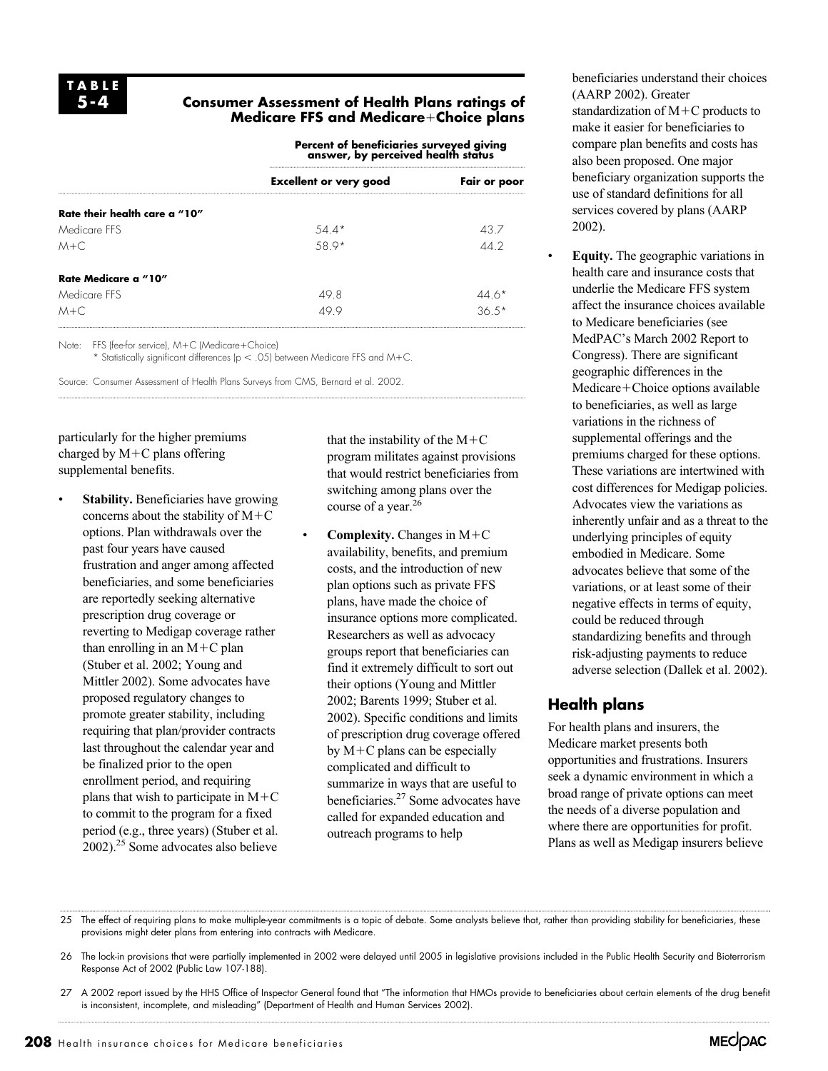**TABLE 5-4**

**Consumer Assessment of Health Plans ratings of Medicare FFS and Medicare+Choice plans**

| | Percent of beneficiaries surveyed giving answer, by perceived health status | |
|---|---|---|
| | **Excellent or very good** | **Fair or poor** |
| **Rate their health care a "10"** | | |
| Medicare FFS | 54.4* | 43.7 |
| M+C | 58.9* | 44.2 |
| **Rate Medicare a "10"** | | |
| Medicare FFS | 49.8 | 44.6* |
| M+C | 49.9 | 36.5* |

Note: FFS (fee-for service), M+C (Medicare+Choice)
\* Statistically significant differences ($p < .05$) between Medicare FFS and M+C.

Source: Consumer Assessment of Health Plans Surveys from CMS, Bernard et al. 2002.

particularly for the higher premiums charged by M+C plans offering supplemental benefits.

- **Stability.** Beneficiaries have growing concerns about the stability of M+C options. Plan withdrawals over the past four years have caused frustration and anger among affected beneficiaries, and some beneficiaries are reportedly seeking alternative prescription drug coverage or reverting to Medigap coverage rather than enrolling in an M+C plan (Stuber et al. 2002; Young and Mittler 2002). Some advocates have proposed regulatory changes to promote greater stability, including requiring that plan/provider contracts last throughout the calendar year and be finalized prior to the open enrollment period, and requiring plans that wish to participate in M+C to commit to the program for a fixed period (e.g., three years) (Stuber et al. 2002).[25] Some advocates also believe that the instability of the M+C program militates against provisions that would restrict beneficiaries from switching among plans over the course of a year.[26]

- **Complexity.** Changes in M+C availability, benefits, and premium costs, and the introduction of new plan options such as private FFS plans, have made the choice of insurance options more complicated. Researchers as well as advocacy groups report that beneficiaries can find it extremely difficult to sort out their options (Young and Mittler 2002; Barents 1999; Stuber et al. 2002). Specific conditions and limits of prescription drug coverage offered by M+C plans can be especially complicated and difficult to summarize in ways that are useful to beneficiaries.[27] Some advocates have called for expanded education and outreach programs to help beneficiaries understand their choices (AARP 2002). Greater standardization of M+C products to make it easier for beneficiaries to compare plan benefits and costs has also been proposed. One major beneficiary organization supports the use of standard definitions for all services covered by plans (AARP 2002).

- **Equity.** The geographic variations in health care and insurance costs that underlie the Medicare FFS system affect the insurance choices available to Medicare beneficiaries (see MedPAC's March 2002 Report to Congress). There are significant geographic differences in the Medicare+Choice options available to beneficiaries, as well as large variations in the richness of supplemental offerings and the premiums charged for these options. These variations are intertwined with cost differences for Medigap policies. Advocates view the variations as inherently unfair and as a threat to the underlying principles of equity embodied in Medicare. Some advocates believe that some of the variations, or at least some of their negative effects in terms of equity, could be reduced through standardizing benefits and through risk-adjusting payments to reduce adverse selection (Dallek et al. 2002).

## Health plans

For health plans and insurers, the Medicare market presents both opportunities and frustrations. Insurers seek a dynamic environment in which a broad range of private options can meet the needs of a diverse population and where there are opportunities for profit. Plans as well as Medigap insurers believe

---

25 The effect of requiring plans to make multiple-year commitments is a topic of debate. Some analysts believe that, rather than providing stability for beneficiaries, these provisions might deter plans from entering into contracts with Medicare.

26 The lock-in provisions that were partially implemented in 2002 were delayed until 2005 in legislative provisions included in the Public Health Security and Bioterrorism Response Act of 2002 (Public Law 107-188).

27 A 2002 report issued by the HHS Office of Inspector General found that "The information that HMOs provide to beneficiaries about certain elements of the drug benefit is inconsistent, incomplete, and misleading" (Department of Health and Human Services 2002).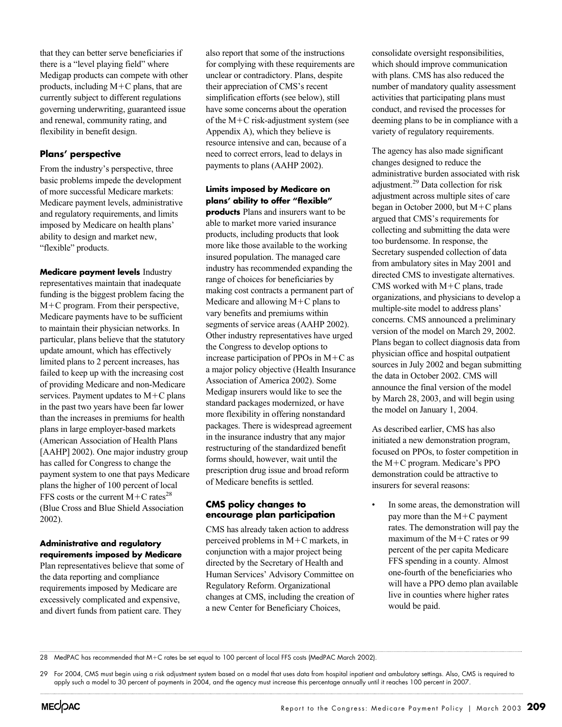that they can better serve beneficiaries if there is a "level playing field" where Medigap products can compete with other products, including M+C plans, that are currently subject to different regulations governing underwriting, guaranteed issue and renewal, community rating, and flexibility in benefit design.

### Plans' perspective

From the industry's perspective, three basic problems impede the development of more successful Medicare markets: Medicare payment levels, administrative and regulatory requirements, and limits imposed by Medicare on health plans' ability to design and market new, "flexible" products.

**Medicare payment levels** Industry representatives maintain that inadequate funding is the biggest problem facing the M+C program. From their perspective, Medicare payments have to be sufficient to maintain their physician networks. In particular, plans believe that the statutory update amount, which has effectively limited plans to 2 percent increases, has failed to keep up with the increasing cost of providing Medicare and non-Medicare services. Payment updates to M+C plans in the past two years have been far lower than the increases in premiums for health plans in large employer-based markets (American Association of Health Plans [AAHP] 2002). One major industry group has called for Congress to change the payment system to one that pays Medicare plans the higher of 100 percent of local FFS costs or the current M+C rates[28] (Blue Cross and Blue Shield Association 2002).

**Administrative and regulatory requirements imposed by Medicare** Plan representatives believe that some of the data reporting and compliance requirements imposed by Medicare are excessively complicated and expensive, and divert funds from patient care. They also report that some of the instructions for complying with these requirements are unclear or contradictory. Plans, despite their appreciation of CMS's recent simplification efforts (see below), still have some concerns about the operation of the M+C risk-adjustment system (see Appendix A), which they believe is resource intensive and can, because of a need to correct errors, lead to delays in payments to plans (AAHP 2002).

**Limits imposed by Medicare on plans' ability to offer "flexible" products** Plans and insurers want to be able to market more varied insurance products, including products that look more like those available to the working insured population. The managed care industry has recommended expanding the range of choices for beneficiaries by making cost contracts a permanent part of Medicare and allowing M+C plans to vary benefits and premiums within segments of service areas (AAHP 2002). Other industry representatives have urged the Congress to develop options to increase participation of PPOs in M+C as a major policy objective (Health Insurance Association of America 2002). Some Medigap insurers would like to see the standard packages modernized, or have more flexibility in offering nonstandard packages. There is widespread agreement in the insurance industry that any major restructuring of the standardized benefit forms should, however, wait until the prescription drug issue and broad reform of Medicare benefits is settled.

### CMS policy changes to encourage plan participation

CMS has already taken action to address perceived problems in M+C markets, in conjunction with a major project being directed by the Secretary of Health and Human Services' Advisory Committee on Regulatory Reform. Organizational changes at CMS, including the creation of a new Center for Beneficiary Choices, consolidate oversight responsibilities, which should improve communication with plans. CMS has also reduced the number of mandatory quality assessment activities that participating plans must conduct, and revised the processes for deeming plans to be in compliance with a variety of regulatory requirements.

The agency has also made significant changes designed to reduce the administrative burden associated with risk adjustment.[29] Data collection for risk adjustment across multiple sites of care began in October 2000, but M+C plans argued that CMS's requirements for collecting and submitting the data were too burdensome. In response, the Secretary suspended collection of data from ambulatory sites in May 2001 and directed CMS to investigate alternatives. CMS worked with M+C plans, trade organizations, and physicians to develop a multiple-site model to address plans' concerns. CMS announced a preliminary version of the model on March 29, 2002. Plans began to collect diagnosis data from physician office and hospital outpatient sources in July 2002 and began submitting the data in October 2002. CMS will announce the final version of the model by March 28, 2003, and will begin using the model on January 1, 2004.

As described earlier, CMS has also initiated a new demonstration program, focused on PPOs, to foster competition in the M+C program. Medicare's PPO demonstration could be attractive to insurers for several reasons:

- In some areas, the demonstration will pay more than the M+C payment rates. The demonstration will pay the maximum of the M+C rates or 99 percent of the per capita Medicare FFS spending in a county. Almost one-fourth of the beneficiaries who will have a PPO demo plan available live in counties where higher rates would be paid.

---

28 MedPAC has recommended that M+C rates be set equal to 100 percent of local FFS costs (MedPAC March 2002).

29 For 2004, CMS must begin using a risk adjustment system based on a model that uses data from hospital inpatient and ambulatory settings. Also, CMS is required to apply such a model to 30 percent of payments in 2004, and the agency must increase this percentage annually until it reaches 100 percent in 2007.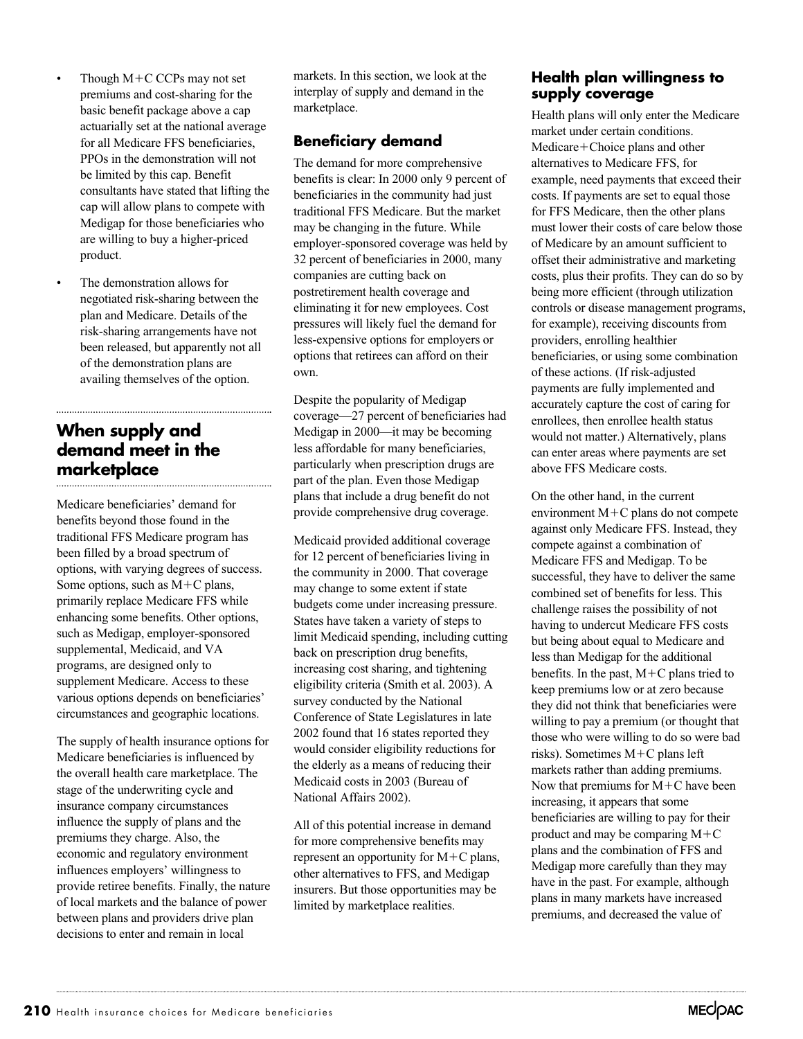- Though M+C CCPs may not set premiums and cost-sharing for the basic benefit package above a cap actuarially set at the national average for all Medicare FFS beneficiaries, PPOs in the demonstration will not be limited by this cap. Benefit consultants have stated that lifting the cap will allow plans to compete with Medigap for those beneficiaries who are willing to buy a higher-priced product.
- The demonstration allows for negotiated risk-sharing between the plan and Medicare. Details of the risk-sharing arrangements have not been released, but apparently not all of the demonstration plans are availing themselves of the option.

## When supply and demand meet in the marketplace

Medicare beneficiaries' demand for benefits beyond those found in the traditional FFS Medicare program has been filled by a broad spectrum of options, with varying degrees of success. Some options, such as M+C plans, primarily replace Medicare FFS while enhancing some benefits. Other options, such as Medigap, employer-sponsored supplemental, Medicaid, and VA programs, are designed only to supplement Medicare. Access to these various options depends on beneficiaries' circumstances and geographic locations.

The supply of health insurance options for Medicare beneficiaries is influenced by the overall health care marketplace. The stage of the underwriting cycle and insurance company circumstances influence the supply of plans and the premiums they charge. Also, the economic and regulatory environment influences employers' willingness to provide retiree benefits. Finally, the nature of local markets and the balance of power between plans and providers drive plan decisions to enter and remain in local markets. In this section, we look at the interplay of supply and demand in the marketplace.

### Beneficiary demand

The demand for more comprehensive benefits is clear: In 2000 only 9 percent of beneficiaries in the community had just traditional FFS Medicare. But the market may be changing in the future. While employer-sponsored coverage was held by 32 percent of beneficiaries in 2000, many companies are cutting back on postretirement health coverage and eliminating it for new employees. Cost pressures will likely fuel the demand for less-expensive options for employers or options that retirees can afford on their own.

Despite the popularity of Medigap coverage—27 percent of beneficiaries had Medigap in 2000—it may be becoming less affordable for many beneficiaries, particularly when prescription drugs are part of the plan. Even those Medigap plans that include a drug benefit do not provide comprehensive drug coverage.

Medicaid provided additional coverage for 12 percent of beneficiaries living in the community in 2000. That coverage may change to some extent if state budgets come under increasing pressure. States have taken a variety of steps to limit Medicaid spending, including cutting back on prescription drug benefits, increasing cost sharing, and tightening eligibility criteria (Smith et al. 2003). A survey conducted by the National Conference of State Legislatures in late 2002 found that 16 states reported they would consider eligibility reductions for the elderly as a means of reducing their Medicaid costs in 2003 (Bureau of National Affairs 2002).

All of this potential increase in demand for more comprehensive benefits may represent an opportunity for M+C plans, other alternatives to FFS, and Medigap insurers. But those opportunities may be limited by marketplace realities.

### Health plan willingness to supply coverage

Health plans will only enter the Medicare market under certain conditions. Medicare+Choice plans and other alternatives to Medicare FFS, for example, need payments that exceed their costs. If payments are set to equal those for FFS Medicare, then the other plans must lower their costs of care below those of Medicare by an amount sufficient to offset their administrative and marketing costs, plus their profits. They can do so by being more efficient (through utilization controls or disease management programs, for example), receiving discounts from providers, enrolling healthier beneficiaries, or using some combination of these actions. (If risk-adjusted payments are fully implemented and accurately capture the cost of caring for enrollees, then enrollee health status would not matter.) Alternatively, plans can enter areas where payments are set above FFS Medicare costs.

On the other hand, in the current environment M+C plans do not compete against only Medicare FFS. Instead, they compete against a combination of Medicare FFS and Medigap. To be successful, they have to deliver the same combined set of benefits for less. This challenge raises the possibility of not having to undercut Medicare FFS costs but being about equal to Medicare and less than Medigap for the additional benefits. In the past, M+C plans tried to keep premiums low or at zero because they did not think that beneficiaries were willing to pay a premium (or thought that those who were willing to do so were bad risks). Sometimes M+C plans left markets rather than adding premiums. Now that premiums for M+C have been increasing, it appears that some beneficiaries are willing to pay for their product and may be comparing M+C plans and the combination of FFS and Medigap more carefully than they may have in the past. For example, although plans in many markets have increased premiums, and decreased the value of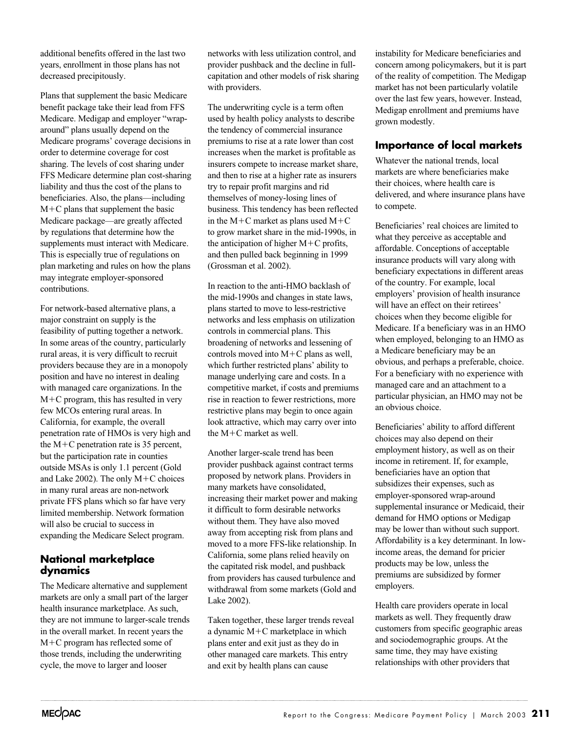additional benefits offered in the last two years, enrollment in those plans has not decreased precipitously.

Plans that supplement the basic Medicare benefit package take their lead from FFS Medicare. Medigap and employer "wrap-around" plans usually depend on the Medicare programs' coverage decisions in order to determine coverage for cost sharing. The levels of cost sharing under FFS Medicare determine plan cost-sharing liability and thus the cost of the plans to beneficiaries. Also, the plans—including M+C plans that supplement the basic Medicare package—are greatly affected by regulations that determine how the supplements must interact with Medicare. This is especially true of regulations on plan marketing and rules on how the plans may integrate employer-sponsored contributions.

For network-based alternative plans, a major constraint on supply is the feasibility of putting together a network. In some areas of the country, particularly rural areas, it is very difficult to recruit providers because they are in a monopoly position and have no interest in dealing with managed care organizations. In the M+C program, this has resulted in very few MCOs entering rural areas. In California, for example, the overall penetration rate of HMOs is very high and the M+C penetration rate is 35 percent, but the participation rate in counties outside MSAs is only 1.1 percent (Gold and Lake 2002). The only M+C choices in many rural areas are non-network private FFS plans which so far have very limited membership. Network formation will also be crucial to success in expanding the Medicare Select program.

## National marketplace dynamics

The Medicare alternative and supplement markets are only a small part of the larger health insurance marketplace. As such, they are not immune to larger-scale trends in the overall market. In recent years the M+C program has reflected some of those trends, including the underwriting cycle, the move to larger and looser networks with less utilization control, and provider pushback and the decline in full-capitation and other models of risk sharing with providers.

The underwriting cycle is a term often used by health policy analysts to describe the tendency of commercial insurance premiums to rise at a rate lower than cost increases when the market is profitable as insurers compete to increase market share, and then to rise at a higher rate as insurers try to repair profit margins and rid themselves of money-losing lines of business. This tendency has been reflected in the M+C market as plans used M+C to grow market share in the mid-1990s, in the anticipation of higher M+C profits, and then pulled back beginning in 1999 (Grossman et al. 2002).

In reaction to the anti-HMO backlash of the mid-1990s and changes in state laws, plans started to move to less-restrictive networks and less emphasis on utilization controls in commercial plans. This broadening of networks and lessening of controls moved into M+C plans as well, which further restricted plans' ability to manage underlying care and costs. In a competitive market, if costs and premiums rise in reaction to fewer restrictions, more restrictive plans may begin to once again look attractive, which may carry over into the M+C market as well.

Another larger-scale trend has been provider pushback against contract terms proposed by network plans. Providers in many markets have consolidated, increasing their market power and making it difficult to form desirable networks without them. They have also moved away from accepting risk from plans and moved to a more FFS-like relationship. In California, some plans relied heavily on the capitated risk model, and pushback from providers has caused turbulence and withdrawal from some markets (Gold and Lake 2002).

Taken together, these larger trends reveal a dynamic M+C marketplace in which plans enter and exit just as they do in other managed care markets. This entry and exit by health plans can cause instability for Medicare beneficiaries and concern among policymakers, but it is part of the reality of competition. The Medigap market has not been particularly volatile over the last few years, however. Instead, Medigap enrollment and premiums have grown modestly.

## Importance of local markets

Whatever the national trends, local markets are where beneficiaries make their choices, where health care is delivered, and where insurance plans have to compete.

Beneficiaries' real choices are limited to what they perceive as acceptable and affordable. Conceptions of acceptable insurance products will vary along with beneficiary expectations in different areas of the country. For example, local employers' provision of health insurance will have an effect on their retirees' choices when they become eligible for Medicare. If a beneficiary was in an HMO when employed, belonging to an HMO as a Medicare beneficiary may be an obvious, and perhaps a preferable, choice. For a beneficiary with no experience with managed care and an attachment to a particular physician, an HMO may not be an obvious choice.

Beneficiaries' ability to afford different choices may also depend on their employment history, as well as on their income in retirement. If, for example, beneficiaries have an option that subsidizes their expenses, such as employer-sponsored wrap-around supplemental insurance or Medicaid, their demand for HMO options or Medigap may be lower than without such support. Affordability is a key determinant. In low-income areas, the demand for pricier products may be low, unless the premiums are subsidized by former employers.

Health care providers operate in local markets as well. They frequently draw customers from specific geographic areas and sociodemographic groups. At the same time, they may have existing relationships with other providers that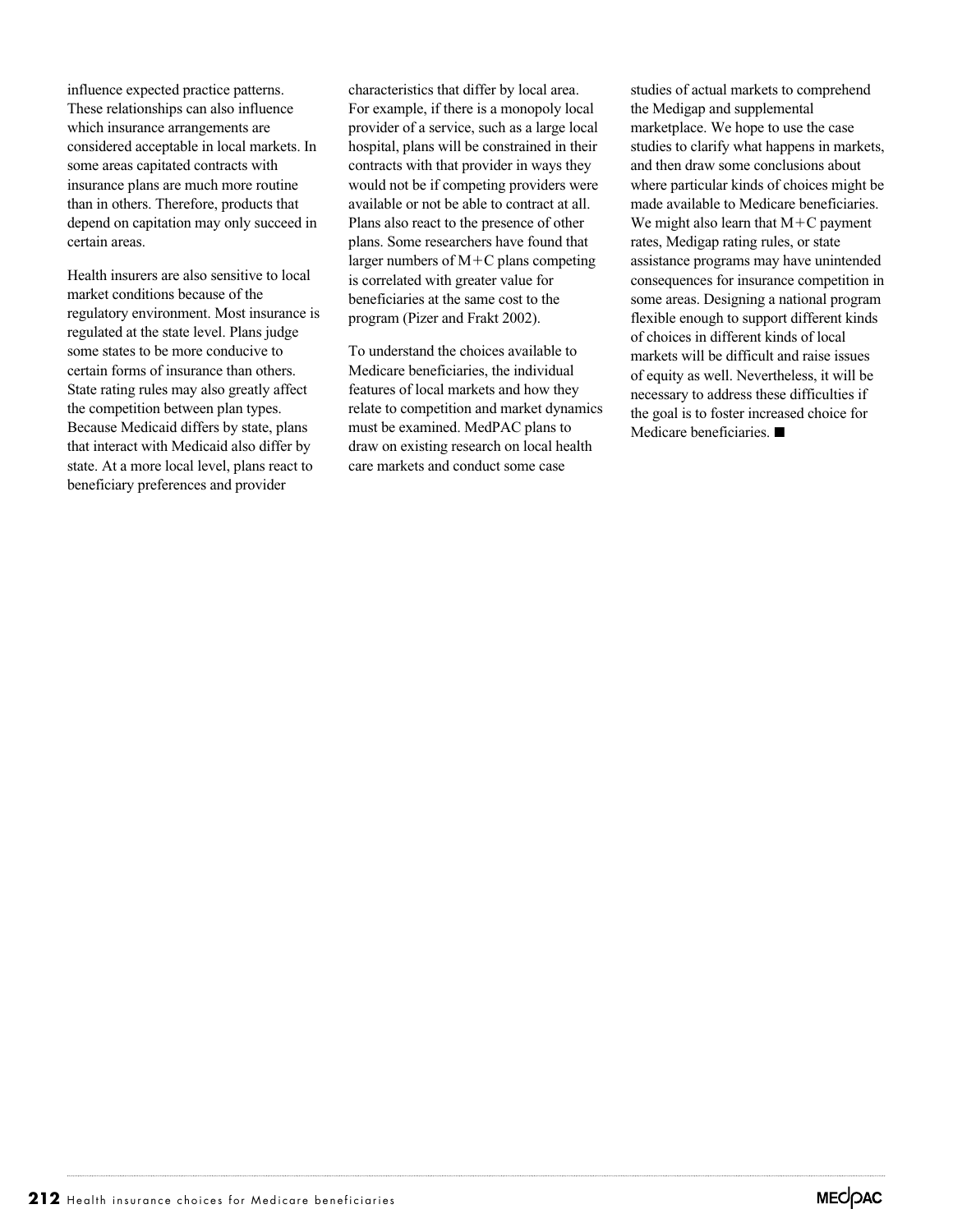influence expected practice patterns. These relationships can also influence which insurance arrangements are considered acceptable in local markets. In some areas capitated contracts with insurance plans are much more routine than in others. Therefore, products that depend on capitation may only succeed in certain areas.

Health insurers are also sensitive to local market conditions because of the regulatory environment. Most insurance is regulated at the state level. Plans judge some states to be more conducive to certain forms of insurance than others. State rating rules may also greatly affect the competition between plan types. Because Medicaid differs by state, plans that interact with Medicaid also differ by state. At a more local level, plans react to beneficiary preferences and provider characteristics that differ by local area. For example, if there is a monopoly local provider of a service, such as a large local hospital, plans will be constrained in their contracts with that provider in ways they would not be if competing providers were available or not be able to contract at all. Plans also react to the presence of other plans. Some researchers have found that larger numbers of M+C plans competing is correlated with greater value for beneficiaries at the same cost to the program (Pizer and Frakt 2002).

To understand the choices available to Medicare beneficiaries, the individual features of local markets and how they relate to competition and market dynamics must be examined. MedPAC plans to draw on existing research on local health care markets and conduct some case studies of actual markets to comprehend the Medigap and supplemental marketplace. We hope to use the case studies to clarify what happens in markets, and then draw some conclusions about where particular kinds of choices might be made available to Medicare beneficiaries. We might also learn that M+C payment rates, Medigap rating rules, or state assistance programs may have unintended consequences for insurance competition in some areas. Designing a national program flexible enough to support different kinds of choices in different kinds of local markets will be difficult and raise issues of equity as well. Nevertheless, it will be necessary to address these difficulties if the goal is to foster increased choice for Medicare beneficiaries. ■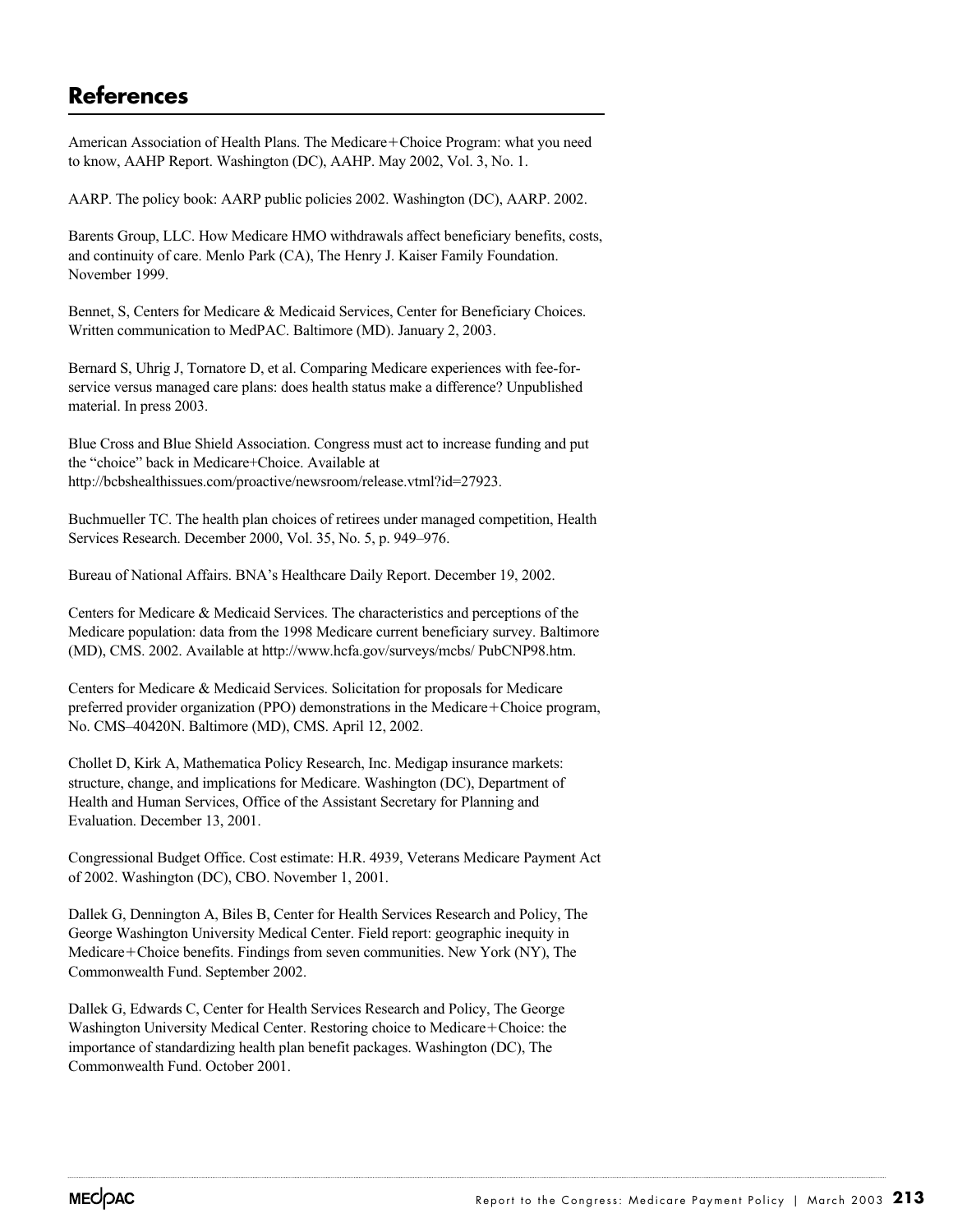## References

American Association of Health Plans. The Medicare+Choice Program: what you need to know, AAHP Report. Washington (DC), AAHP. May 2002, Vol. 3, No. 1.

AARP. The policy book: AARP public policies 2002. Washington (DC), AARP. 2002.

Barents Group, LLC. How Medicare HMO withdrawals affect beneficiary benefits, costs, and continuity of care. Menlo Park (CA), The Henry J. Kaiser Family Foundation. November 1999.

Bennet, S, Centers for Medicare & Medicaid Services, Center for Beneficiary Choices. Written communication to MedPAC. Baltimore (MD). January 2, 2003.

Bernard S, Uhrig J, Tornatore D, et al. Comparing Medicare experiences with fee-for-service versus managed care plans: does health status make a difference? Unpublished material. In press 2003.

Blue Cross and Blue Shield Association. Congress must act to increase funding and put the "choice" back in Medicare+Choice. Available at http://bcbshealthissues.com/proactive/newsroom/release.vtml?id=27923.

Buchmueller TC. The health plan choices of retirees under managed competition, Health Services Research. December 2000, Vol. 35, No. 5, p. 949–976.

Bureau of National Affairs. BNA's Healthcare Daily Report. December 19, 2002.

Centers for Medicare & Medicaid Services. The characteristics and perceptions of the Medicare population: data from the 1998 Medicare current beneficiary survey. Baltimore (MD), CMS. 2002. Available at http://www.hcfa.gov/surveys/mcbs/ PubCNP98.htm.

Centers for Medicare & Medicaid Services. Solicitation for proposals for Medicare preferred provider organization (PPO) demonstrations in the Medicare+Choice program, No. CMS–40420N. Baltimore (MD), CMS. April 12, 2002.

Chollet D, Kirk A, Mathematica Policy Research, Inc. Medigap insurance markets: structure, change, and implications for Medicare. Washington (DC), Department of Health and Human Services, Office of the Assistant Secretary for Planning and Evaluation. December 13, 2001.

Congressional Budget Office. Cost estimate: H.R. 4939, Veterans Medicare Payment Act of 2002. Washington (DC), CBO. November 1, 2001.

Dallek G, Dennington A, Biles B, Center for Health Services Research and Policy, The George Washington University Medical Center. Field report: geographic inequity in Medicare+Choice benefits. Findings from seven communities. New York (NY), The Commonwealth Fund. September 2002.

Dallek G, Edwards C, Center for Health Services Research and Policy, The George Washington University Medical Center. Restoring choice to Medicare+Choice: the importance of standardizing health plan benefit packages. Washington (DC), The Commonwealth Fund. October 2001.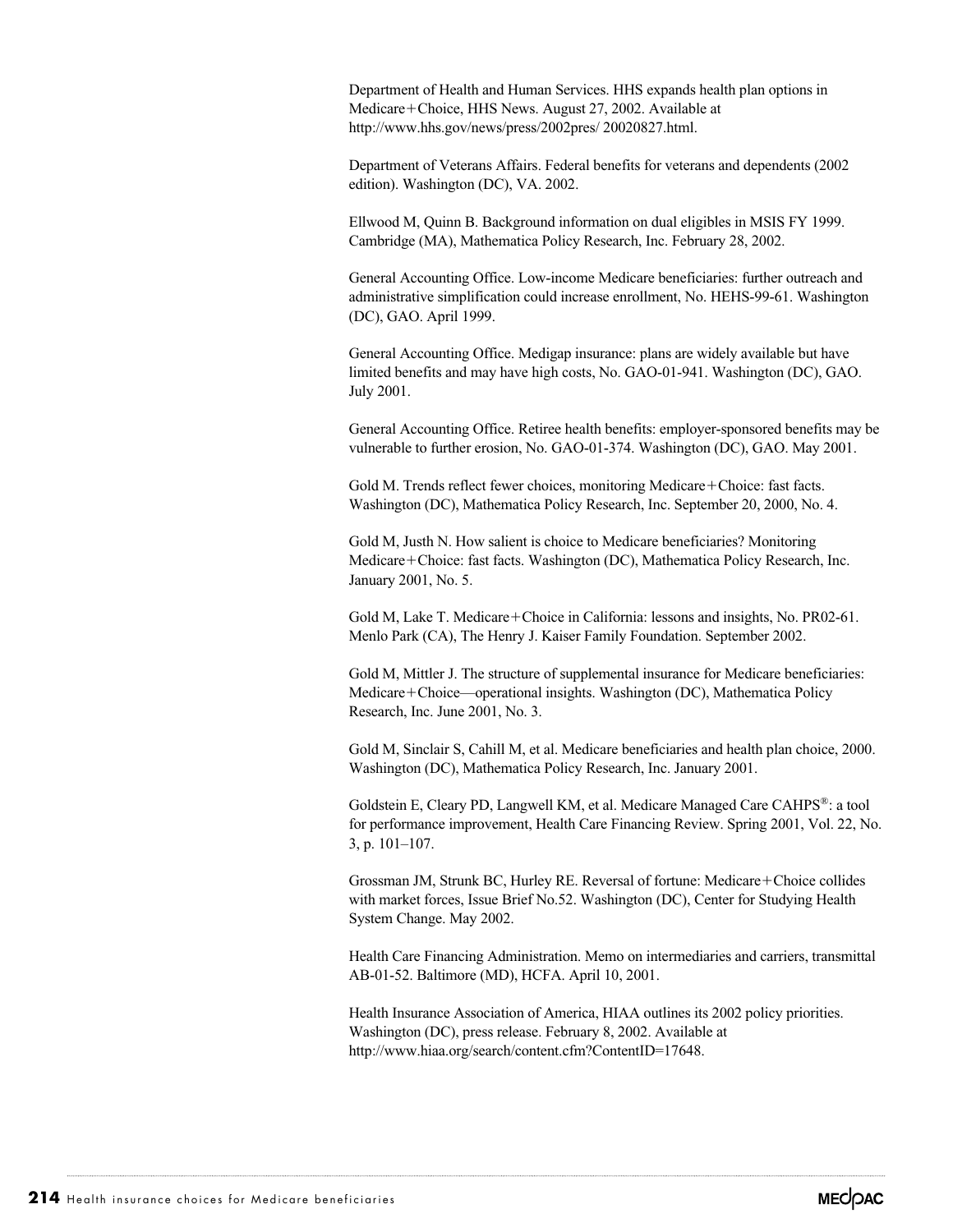Department of Health and Human Services. HHS expands health plan options in Medicare+Choice, HHS News. August 27, 2002. Available at http://www.hhs.gov/news/press/2002pres/ 20020827.html.

Department of Veterans Affairs. Federal benefits for veterans and dependents (2002 edition). Washington (DC), VA. 2002.

Ellwood M, Quinn B. Background information on dual eligibles in MSIS FY 1999. Cambridge (MA), Mathematica Policy Research, Inc. February 28, 2002.

General Accounting Office. Low-income Medicare beneficiaries: further outreach and administrative simplification could increase enrollment, No. HEHS-99-61. Washington (DC), GAO. April 1999.

General Accounting Office. Medigap insurance: plans are widely available but have limited benefits and may have high costs, No. GAO-01-941. Washington (DC), GAO. July 2001.

General Accounting Office. Retiree health benefits: employer-sponsored benefits may be vulnerable to further erosion, No. GAO-01-374. Washington (DC), GAO. May 2001.

Gold M. Trends reflect fewer choices, monitoring Medicare+Choice: fast facts. Washington (DC), Mathematica Policy Research, Inc. September 20, 2000, No. 4.

Gold M, Justh N. How salient is choice to Medicare beneficiaries? Monitoring Medicare+Choice: fast facts. Washington (DC), Mathematica Policy Research, Inc. January 2001, No. 5.

Gold M, Lake T. Medicare+Choice in California: lessons and insights, No. PR02-61. Menlo Park (CA), The Henry J. Kaiser Family Foundation. September 2002.

Gold M, Mittler J. The structure of supplemental insurance for Medicare beneficiaries: Medicare+Choice—operational insights. Washington (DC), Mathematica Policy Research, Inc. June 2001, No. 3.

Gold M, Sinclair S, Cahill M, et al. Medicare beneficiaries and health plan choice, 2000. Washington (DC), Mathematica Policy Research, Inc. January 2001.

Goldstein E, Cleary PD, Langwell KM, et al. Medicare Managed Care CAHPS®: a tool for performance improvement, Health Care Financing Review. Spring 2001, Vol. 22, No. 3, p. 101–107.

Grossman JM, Strunk BC, Hurley RE. Reversal of fortune: Medicare+Choice collides with market forces, Issue Brief No.52. Washington (DC), Center for Studying Health System Change. May 2002.

Health Care Financing Administration. Memo on intermediaries and carriers, transmittal AB-01-52. Baltimore (MD), HCFA. April 10, 2001.

Health Insurance Association of America, HIAA outlines its 2002 policy priorities. Washington (DC), press release. February 8, 2002. Available at http://www.hiaa.org/search/content.cfm?ContentID=17648.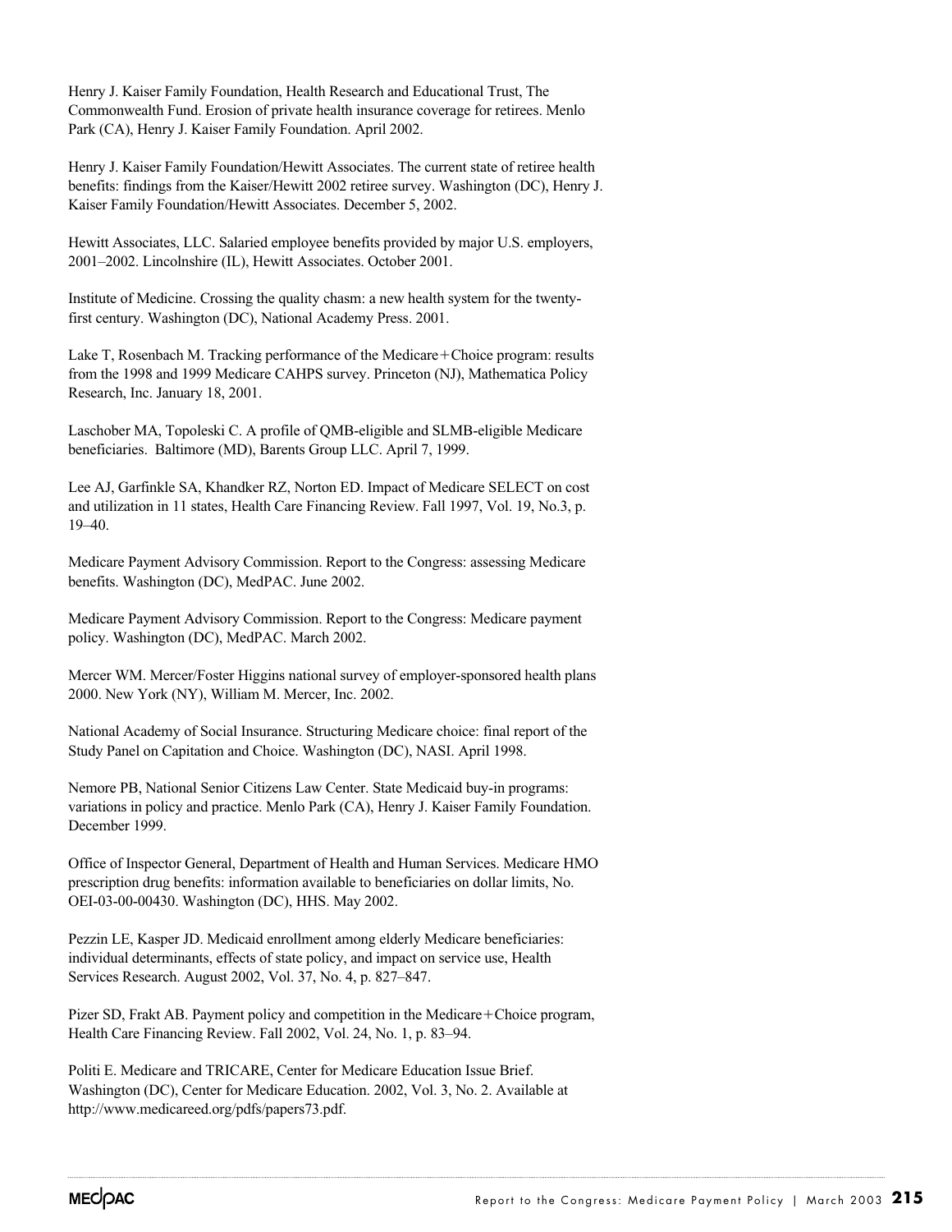Henry J. Kaiser Family Foundation, Health Research and Educational Trust, The Commonwealth Fund. Erosion of private health insurance coverage for retirees. Menlo Park (CA), Henry J. Kaiser Family Foundation. April 2002.

Henry J. Kaiser Family Foundation/Hewitt Associates. The current state of retiree health benefits: findings from the Kaiser/Hewitt 2002 retiree survey. Washington (DC), Henry J. Kaiser Family Foundation/Hewitt Associates. December 5, 2002.

Hewitt Associates, LLC. Salaried employee benefits provided by major U.S. employers, 2001–2002. Lincolnshire (IL), Hewitt Associates. October 2001.

Institute of Medicine. Crossing the quality chasm: a new health system for the twenty-first century. Washington (DC), National Academy Press. 2001.

Lake T, Rosenbach M. Tracking performance of the Medicare+Choice program: results from the 1998 and 1999 Medicare CAHPS survey. Princeton (NJ), Mathematica Policy Research, Inc. January 18, 2001.

Laschober MA, Topoleski C. A profile of QMB-eligible and SLMB-eligible Medicare beneficiaries. Baltimore (MD), Barents Group LLC. April 7, 1999.

Lee AJ, Garfinkle SA, Khandker RZ, Norton ED. Impact of Medicare SELECT on cost and utilization in 11 states, Health Care Financing Review. Fall 1997, Vol. 19, No.3, p. 19–40.

Medicare Payment Advisory Commission. Report to the Congress: assessing Medicare benefits. Washington (DC), MedPAC. June 2002.

Medicare Payment Advisory Commission. Report to the Congress: Medicare payment policy. Washington (DC), MedPAC. March 2002.

Mercer WM. Mercer/Foster Higgins national survey of employer-sponsored health plans 2000. New York (NY), William M. Mercer, Inc. 2002.

National Academy of Social Insurance. Structuring Medicare choice: final report of the Study Panel on Capitation and Choice. Washington (DC), NASI. April 1998.

Nemore PB, National Senior Citizens Law Center. State Medicaid buy-in programs: variations in policy and practice. Menlo Park (CA), Henry J. Kaiser Family Foundation. December 1999.

Office of Inspector General, Department of Health and Human Services. Medicare HMO prescription drug benefits: information available to beneficiaries on dollar limits, No. OEI-03-00-00430. Washington (DC), HHS. May 2002.

Pezzin LE, Kasper JD. Medicaid enrollment among elderly Medicare beneficiaries: individual determinants, effects of state policy, and impact on service use, Health Services Research. August 2002, Vol. 37, No. 4, p. 827–847.

Pizer SD, Frakt AB. Payment policy and competition in the Medicare+Choice program, Health Care Financing Review. Fall 2002, Vol. 24, No. 1, p. 83–94.

Politi E. Medicare and TRICARE, Center for Medicare Education Issue Brief. Washington (DC), Center for Medicare Education. 2002, Vol. 3, No. 2. Available at http://www.medicareed.org/pdfs/papers73.pdf.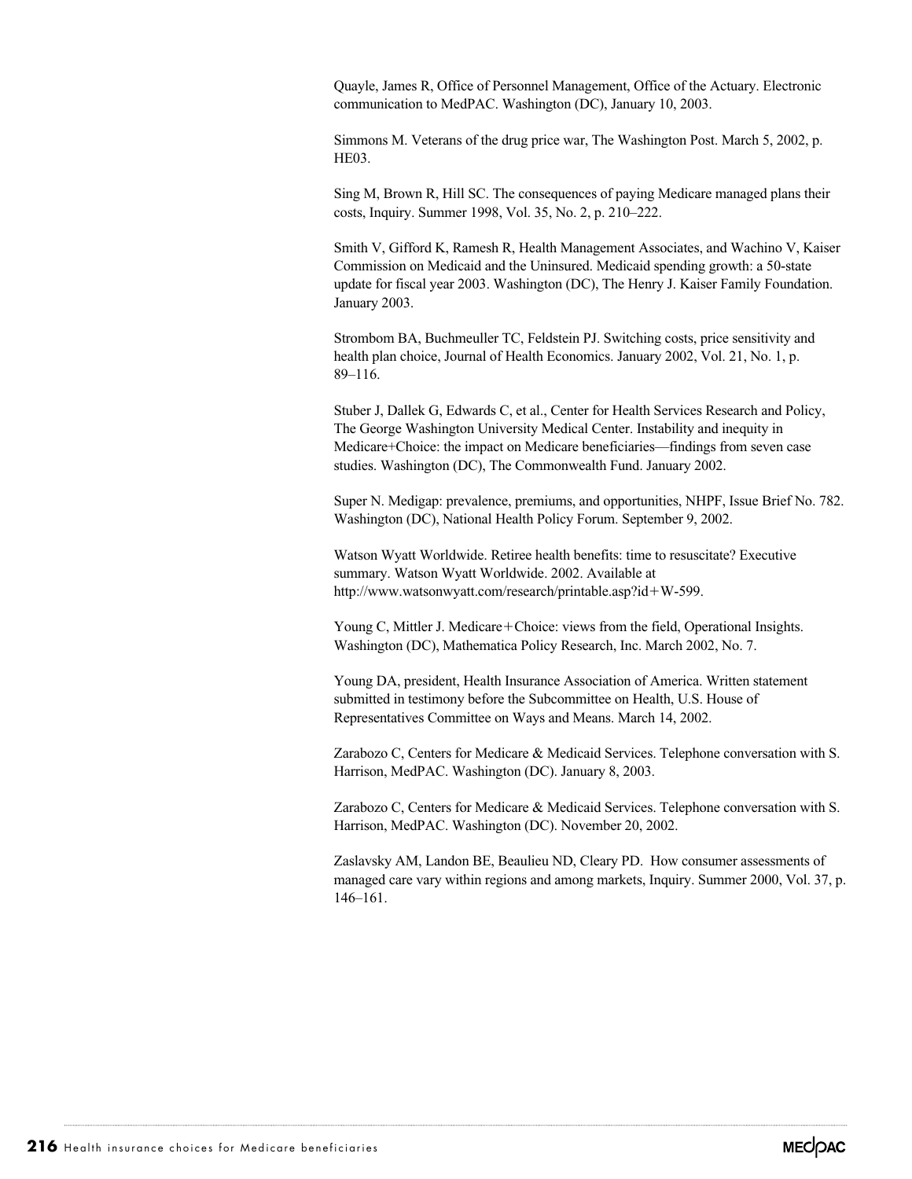Quayle, James R, Office of Personnel Management, Office of the Actuary. Electronic communication to MedPAC. Washington (DC), January 10, 2003.

Simmons M. Veterans of the drug price war, The Washington Post. March 5, 2002, p. HE03.

Sing M, Brown R, Hill SC. The consequences of paying Medicare managed plans their costs, Inquiry. Summer 1998, Vol. 35, No. 2, p. 210–222.

Smith V, Gifford K, Ramesh R, Health Management Associates, and Wachino V, Kaiser Commission on Medicaid and the Uninsured. Medicaid spending growth: a 50-state update for fiscal year 2003. Washington (DC), The Henry J. Kaiser Family Foundation. January 2003.

Strombom BA, Buchmeuller TC, Feldstein PJ. Switching costs, price sensitivity and health plan choice, Journal of Health Economics. January 2002, Vol. 21, No. 1, p. 89–116.

Stuber J, Dallek G, Edwards C, et al., Center for Health Services Research and Policy, The George Washington University Medical Center. Instability and inequity in Medicare+Choice: the impact on Medicare beneficiaries—findings from seven case studies. Washington (DC), The Commonwealth Fund. January 2002.

Super N. Medigap: prevalence, premiums, and opportunities, NHPF, Issue Brief No. 782. Washington (DC), National Health Policy Forum. September 9, 2002.

Watson Wyatt Worldwide. Retiree health benefits: time to resuscitate? Executive summary. Watson Wyatt Worldwide. 2002. Available at http://www.watsonwyatt.com/research/printable.asp?id+W-599.

Young C, Mittler J. Medicare+Choice: views from the field, Operational Insights. Washington (DC), Mathematica Policy Research, Inc. March 2002, No. 7.

Young DA, president, Health Insurance Association of America. Written statement submitted in testimony before the Subcommittee on Health, U.S. House of Representatives Committee on Ways and Means. March 14, 2002.

Zarabozo C, Centers for Medicare & Medicaid Services. Telephone conversation with S. Harrison, MedPAC. Washington (DC). January 8, 2003.

Zarabozo C, Centers for Medicare & Medicaid Services. Telephone conversation with S. Harrison, MedPAC. Washington (DC). November 20, 2002.

Zaslavsky AM, Landon BE, Beaulieu ND, Cleary PD. How consumer assessments of managed care vary within regions and among markets, Inquiry. Summer 2000, Vol. 37, p. 146–161.